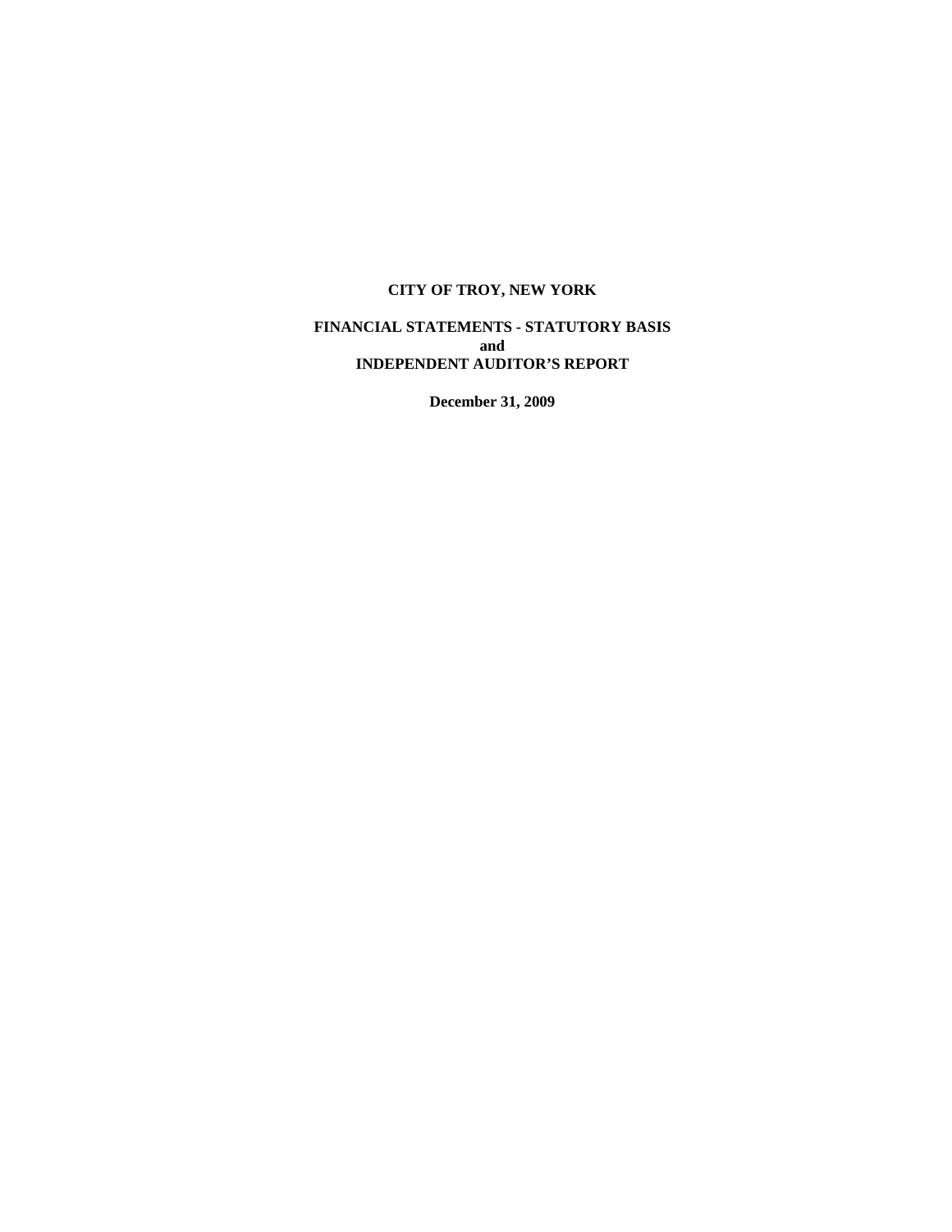# CITY OF TROY, NEW YORK

**FINANCIAL STATEMENTS - STATUTORY BASIS**
**and**
**INDEPENDENT AUDITOR'S REPORT**

**December 31, 2009**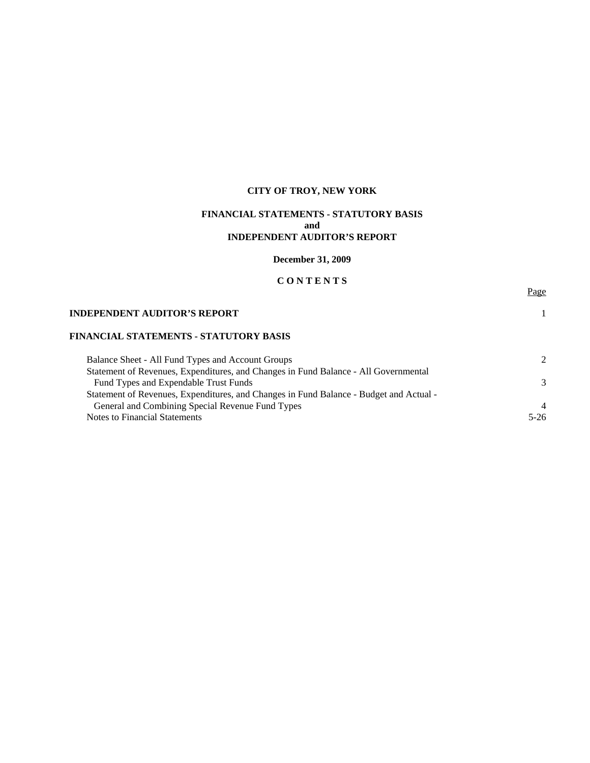**CITY OF TROY, NEW YORK**

**FINANCIAL STATEMENTS - STATUTORY BASIS**
**and**
**INDEPENDENT AUDITOR'S REPORT**

**December 31, 2009**

**C O N T E N T S**

| | Page |
|---|---|
| **INDEPENDENT AUDITOR'S REPORT** | 1 |
| **FINANCIAL STATEMENTS - STATUTORY BASIS** | |
| Balance Sheet - All Fund Types and Account Groups | 2 |
| Statement of Revenues, Expenditures, and Changes in Fund Balance - All Governmental Fund Types and Expendable Trust Funds | 3 |
| Statement of Revenues, Expenditures, and Changes in Fund Balance - Budget and Actual - General and Combining Special Revenue Fund Types | 4 |
| Notes to Financial Statements | 5-26 |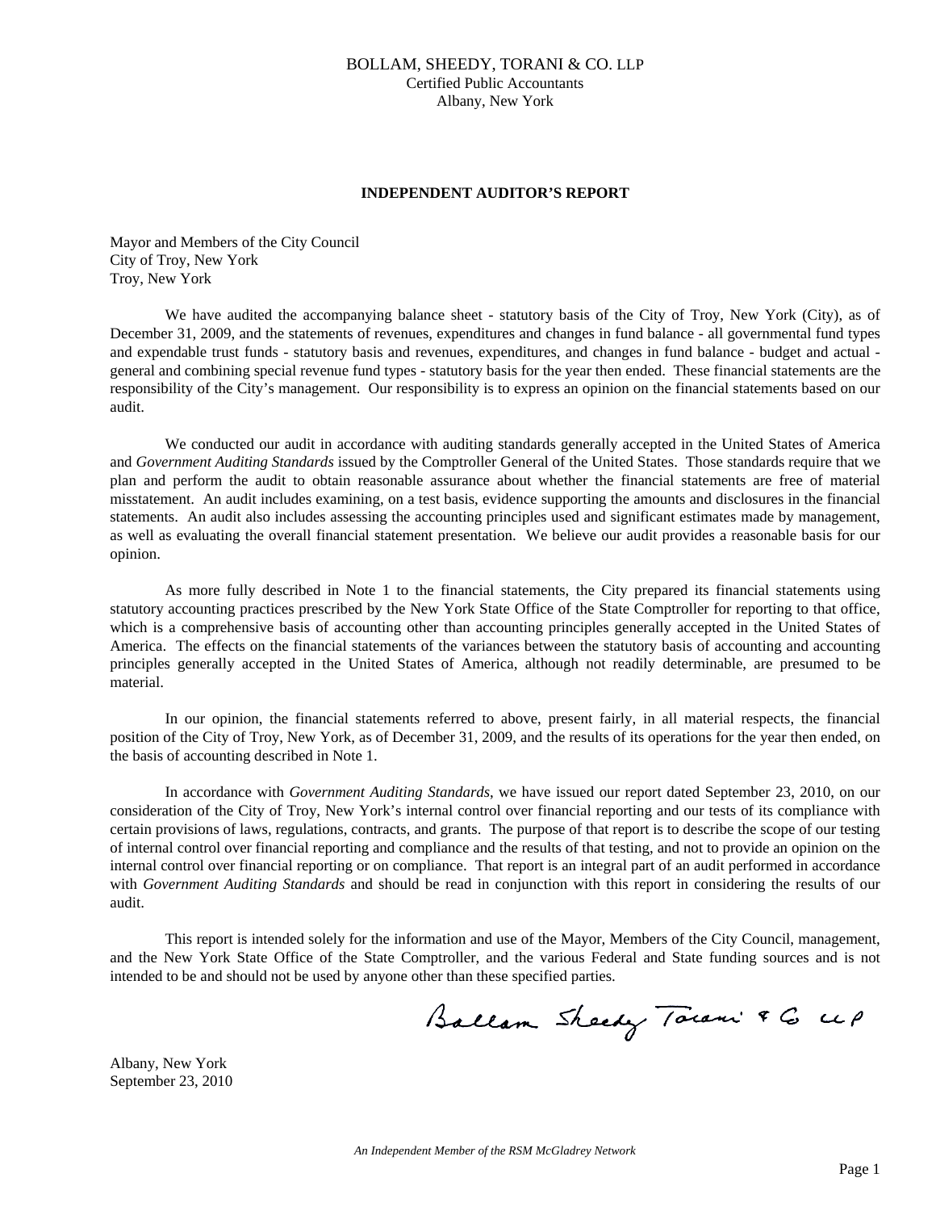BOLLAM, SHEEDY, TORANI & CO. LLP
Certified Public Accountants
Albany, New York

## INDEPENDENT AUDITOR'S REPORT

Mayor and Members of the City Council
City of Troy, New York
Troy, New York

We have audited the accompanying balance sheet - statutory basis of the City of Troy, New York (City), as of December 31, 2009, and the statements of revenues, expenditures and changes in fund balance - all governmental fund types and expendable trust funds - statutory basis and revenues, expenditures, and changes in fund balance - budget and actual - general and combining special revenue fund types - statutory basis for the year then ended. These financial statements are the responsibility of the City's management. Our responsibility is to express an opinion on the financial statements based on our audit.

We conducted our audit in accordance with auditing standards generally accepted in the United States of America and *Government Auditing Standards* issued by the Comptroller General of the United States. Those standards require that we plan and perform the audit to obtain reasonable assurance about whether the financial statements are free of material misstatement. An audit includes examining, on a test basis, evidence supporting the amounts and disclosures in the financial statements. An audit also includes assessing the accounting principles used and significant estimates made by management, as well as evaluating the overall financial statement presentation. We believe our audit provides a reasonable basis for our opinion.

As more fully described in Note 1 to the financial statements, the City prepared its financial statements using statutory accounting practices prescribed by the New York State Office of the State Comptroller for reporting to that office, which is a comprehensive basis of accounting other than accounting principles generally accepted in the United States of America. The effects on the financial statements of the variances between the statutory basis of accounting and accounting principles generally accepted in the United States of America, although not readily determinable, are presumed to be material.

In our opinion, the financial statements referred to above, present fairly, in all material respects, the financial position of the City of Troy, New York, as of December 31, 2009, and the results of its operations for the year then ended, on the basis of accounting described in Note 1.

In accordance with *Government Auditing Standards*, we have issued our report dated September 23, 2010, on our consideration of the City of Troy, New York's internal control over financial reporting and our tests of its compliance with certain provisions of laws, regulations, contracts, and grants. The purpose of that report is to describe the scope of our testing of internal control over financial reporting and compliance and the results of that testing, and not to provide an opinion on the internal control over financial reporting or on compliance. That report is an integral part of an audit performed in accordance with *Government Auditing Standards* and should be read in conjunction with this report in considering the results of our audit.

This report is intended solely for the information and use of the Mayor, Members of the City Council, management, and the New York State Office of the State Comptroller, and the various Federal and State funding sources and is not intended to be and should not be used by anyone other than these specified parties.

Bollam Sheedy Torani & Co LLP

Albany, New York
September 23, 2010

*An Independent Member of the RSM McGladrey Network*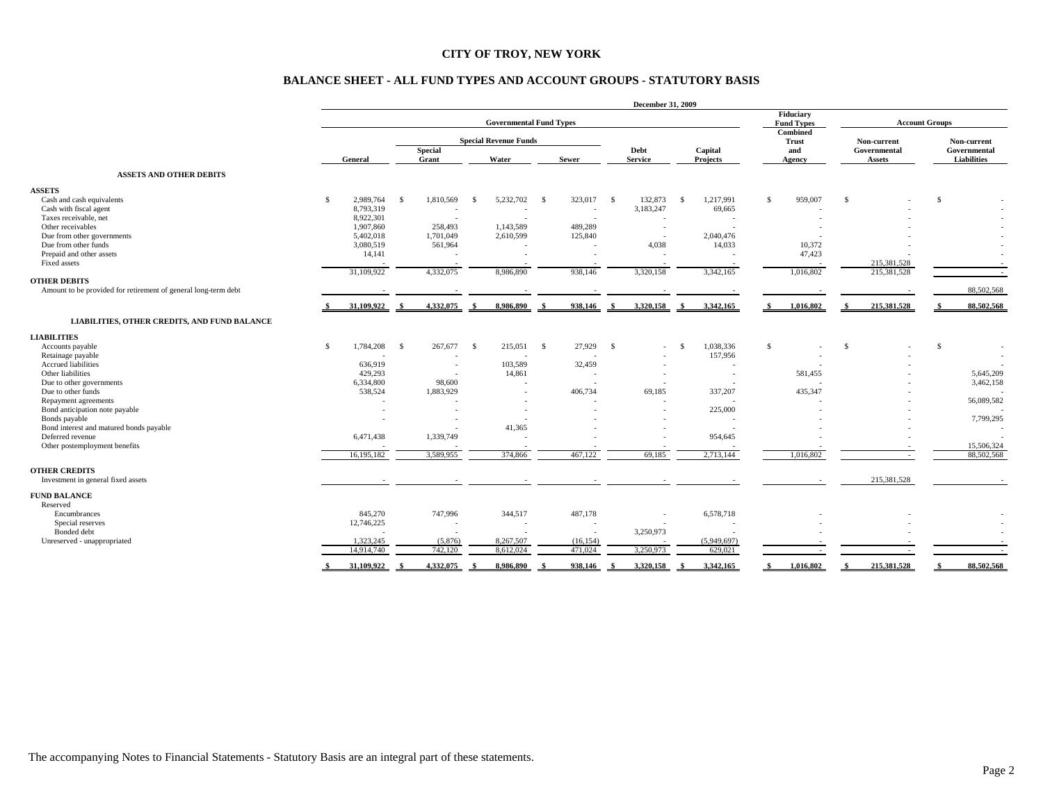# CITY OF TROY, NEW YORK

## BALANCE SHEET - ALL FUND TYPES AND ACCOUNT GROUPS - STATUTORY BASIS

December 31, 2009

| | Governmental Fund Types | | | | | | Fiduciary Fund Types | Account Groups | |
|---|---|---|---|---|---|---|---|---|---|
| | | Special Revenue Funds | | | | | | | |
| | General | Special Grant | Water | Sewer | Debt Service | Capital Projects | Combined Trust and Agency | Non-current Governmental Assets | Non-current Governmental Liabilities |
| **ASSETS AND OTHER DEBITS** | | | | | | | | | |
| **ASSETS** | | | | | | | | | |
| Cash and cash equivalents | $ 2,989,764 | $ 1,810,569 | $ 5,232,702 | $ 323,017 | $ 132,873 | $ 1,217,991 | $ 959,007 | $ - | $ - |
| Cash with fiscal agent | 8,793,319 | - | - | - | 3,183,247 | 69,665 | - | - | - |
| Taxes receivable, net | 8,922,301 | - | - | - | - | - | - | - | - |
| Other receivables | 1,907,860 | 258,493 | 1,143,589 | 489,289 | - | - | - | - | - |
| Due from other governments | 5,402,018 | 1,701,049 | 2,610,599 | 125,840 | - | 2,040,476 | - | - | - |
| Due from other funds | 3,080,519 | 561,964 | - | - | 4,038 | 14,033 | 10,372 | - | - |
| Prepaid and other assets | 14,141 | - | - | - | - | - | 47,423 | - | - |
| Fixed assets | - | - | - | - | - | - | - | 215,381,528 | - |
| | 31,109,922 | 4,332,075 | 8,986,890 | 938,146 | 3,320,158 | 3,342,165 | 1,016,802 | 215,381,528 | - |
| **OTHER DEBITS** | | | | | | | | | |
| Amount to be provided for retirement of general long-term debt | - | - | - | - | - | - | - | - | 88,502,568 |
| | **$ 31,109,922** | **$ 4,332,075** | **$ 8,986,890** | **$ 938,146** | **$ 3,320,158** | **$ 3,342,165** | **$ 1,016,802** | **$ 215,381,528** | **$ 88,502,568** |
| **LIABILITIES, OTHER CREDITS, AND FUND BALANCE** | | | | | | | | | |
| **LIABILITIES** | | | | | | | | | |
| Accounts payable | $ 1,784,208 | $ 267,677 | $ 215,051 | $ 27,929 | $ - | $ 1,038,336 | $ - | $ - | $ - |
| Retainage payable | - | - | - | - | - | 157,956 | - | - | - |
| Accrued liabilities | 636,919 | - | 103,589 | 32,459 | - | - | - | - | - |
| Other liabilities | 429,293 | - | 14,861 | - | - | - | 581,455 | - | 5,645,209 |
| Due to other governments | 6,334,800 | 98,600 | - | - | - | - | - | - | 3,462,158 |
| Due to other funds | 538,524 | 1,883,929 | - | 406,734 | 69,185 | 337,207 | 435,347 | - | - |
| Repayment agreements | - | - | - | - | - | - | - | - | 56,089,582 |
| Bond anticipation note payable | - | - | - | - | - | 225,000 | - | - | - |
| Bonds payable | - | - | - | - | - | - | - | - | 7,799,295 |
| Bond interest and matured bonds payable | - | - | 41,365 | - | - | - | - | - | - |
| Deferred revenue | 6,471,438 | 1,339,749 | - | - | - | 954,645 | - | - | - |
| Other postemployment benefits | - | - | - | - | - | - | - | - | 15,506,324 |
| | 16,195,182 | 3,589,955 | 374,866 | 467,122 | 69,185 | 2,713,144 | 1,016,802 | - | 88,502,568 |
| **OTHER CREDITS** | | | | | | | | | |
| Investment in general fixed assets | - | - | - | - | - | - | - | 215,381,528 | - |
| **FUND BALANCE** | | | | | | | | | |
| Reserved | | | | | | | | | |
| Encumbrances | 845,270 | 747,996 | 344,517 | 487,178 | - | 6,578,718 | - | - | - |
| Special reserves | 12,746,225 | - | - | - | - | - | - | - | - |
| Bonded debt | - | - | - | - | 3,250,973 | - | - | - | - |
| Unreserved - unappropriated | 1,323,245 | (5,876) | 8,267,507 | (16,154) | - | (5,949,697) | - | - | - |
| | 14,914,740 | 742,120 | 8,612,024 | 471,024 | 3,250,973 | 629,021 | - | - | - |
| | **$ 31,109,922** | **$ 4,332,075** | **$ 8,986,890** | **$ 938,146** | **$ 3,320,158** | **$ 3,342,165** | **$ 1,016,802** | **$ 215,381,528** | **$ 88,502,568** |

The accompanying Notes to Financial Statements - Statutory Basis are an integral part of these statements.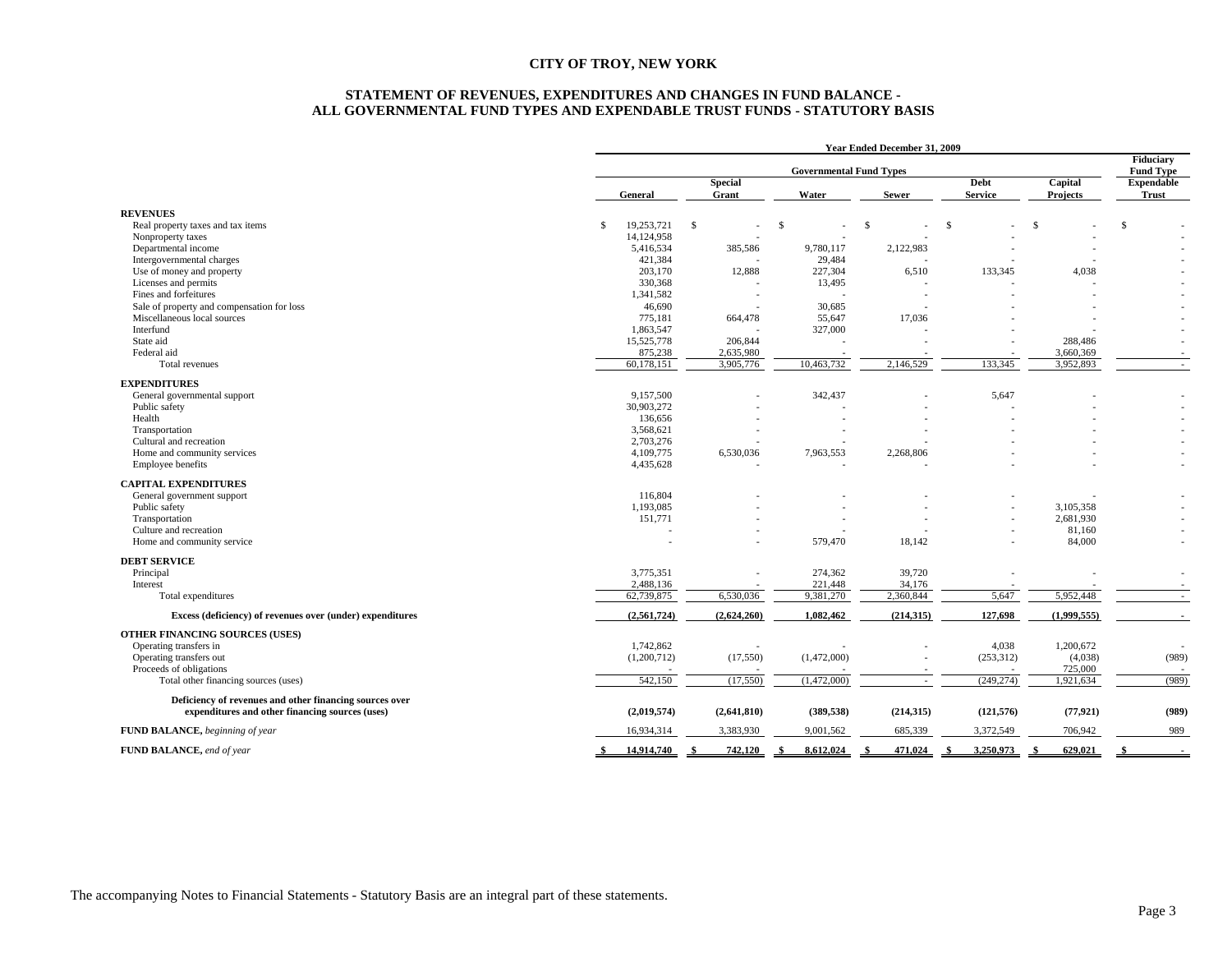# CITY OF TROY, NEW YORK

## STATEMENT OF REVENUES, EXPENDITURES AND CHANGES IN FUND BALANCE - ALL GOVERNMENTAL FUND TYPES AND EXPENDABLE TRUST FUNDS - STATUTORY BASIS

| | Year Ended December 31, 2009 | | | | | | |
|---|---|---|---|---|---|---|---|
| | Governmental Fund Types | | | | | | Fiduciary Fund Type |
| | General | Special Grant | Water | Sewer | Debt Service | Capital Projects | Expendable Trust |
| **REVENUES** | | | | | | | |
| Real property taxes and tax items | $ 19,253,721 | $ - | $ - | $ - | $ - | $ - | $ - |
| Nonproperty taxes | 14,124,958 | - | - | - | - | - | - |
| Departmental income | 5,416,534 | 385,586 | 9,780,117 | 2,122,983 | - | - | - |
| Intergovernmental charges | 421,384 | - | 29,484 | - | - | - | - |
| Use of money and property | 203,170 | 12,888 | 227,304 | 6,510 | 133,345 | 4,038 | - |
| Licenses and permits | 330,368 | - | 13,495 | - | - | - | - |
| Fines and forfeitures | 1,341,582 | - | - | - | - | - | - |
| Sale of property and compensation for loss | 46,690 | - | 30,685 | - | - | - | - |
| Miscellaneous local sources | 775,181 | 664,478 | 55,647 | 17,036 | - | - | - |
| Interfund | 1,863,547 | - | 327,000 | - | - | - | - |
| State aid | 15,525,778 | 206,844 | - | - | - | 288,486 | - |
| Federal aid | 875,238 | 2,635,980 | - | - | - | 3,660,369 | - |
| Total revenues | 60,178,151 | 3,905,776 | 10,463,732 | 2,146,529 | 133,345 | 3,952,893 | - |
| **EXPENDITURES** | | | | | | | |
| General governmental support | 9,157,500 | - | 342,437 | - | 5,647 | - | - |
| Public safety | 30,903,272 | - | - | - | - | - | - |
| Health | 136,656 | - | - | - | - | - | - |
| Transportation | 3,568,621 | - | - | - | - | - | - |
| Cultural and recreation | 2,703,276 | - | - | - | - | - | - |
| Home and community services | 4,109,775 | 6,530,036 | 7,963,553 | 2,268,806 | - | - | - |
| Employee benefits | 4,435,628 | - | - | - | - | - | - |
| **CAPITAL EXPENDITURES** | | | | | | | |
| General government support | 116,804 | - | - | - | - | - | - |
| Public safety | 1,193,085 | - | - | - | - | 3,105,358 | - |
| Transportation | 151,771 | - | - | - | - | 2,681,930 | - |
| Culture and recreation | - | - | - | - | - | 81,160 | - |
| Home and community service | - | - | 579,470 | 18,142 | - | 84,000 | - |
| **DEBT SERVICE** | | | | | | | |
| Principal | 3,775,351 | - | 274,362 | 39,720 | - | - | - |
| Interest | 2,488,136 | - | 221,448 | 34,176 | - | - | - |
| Total expenditures | 62,739,875 | 6,530,036 | 9,381,270 | 2,360,844 | 5,647 | 5,952,448 | - |
| **Excess (deficiency) of revenues over (under) expenditures** | **(2,561,724)** | **(2,624,260)** | **1,082,462** | **(214,315)** | **127,698** | **(1,999,555)** | **-** |
| **OTHER FINANCING SOURCES (USES)** | | | | | | | |
| Operating transfers in | 1,742,862 | - | - | - | 4,038 | 1,200,672 | - |
| Operating transfers out | (1,200,712) | (17,550) | (1,472,000) | - | (253,312) | (4,038) | (989) |
| Proceeds of obligations | - | - | - | - | - | 725,000 | - |
| Total other financing sources (uses) | 542,150 | (17,550) | (1,472,000) | - | (249,274) | 1,921,634 | (989) |
| **Deficiency of revenues and other financing sources over expenditures and other financing sources (uses)** | **(2,019,574)** | **(2,641,810)** | **(389,538)** | **(214,315)** | **(121,576)** | **(77,921)** | **(989)** |
| **FUND BALANCE,** *beginning of year* | 16,934,314 | 3,383,930 | 9,001,562 | 685,339 | 3,372,549 | 706,942 | 989 |
| **FUND BALANCE,** *end of year* | **$ 14,914,740** | **$ 742,120** | **$ 8,612,024** | **$ 471,024** | **$ 3,250,973** | **$ 629,021** | **$ -** |

The accompanying Notes to Financial Statements - Statutory Basis are an integral part of these statements.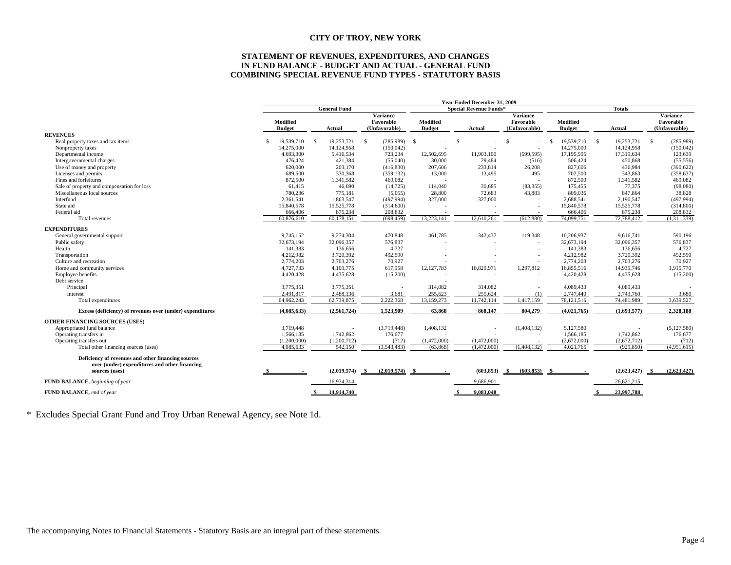# CITY OF TROY, NEW YORK

## STATEMENT OF REVENUES, EXPENDITURES, AND CHANGES IN FUND BALANCE - BUDGET AND ACTUAL - GENERAL FUND COMBINING SPECIAL REVENUE FUND TYPES - STATUTORY BASIS

**Year Ended December 31, 2009**

| | General Fund | | | Special Revenue Funds* | | | Totals | | |
|---|---|---|---|---|---|---|---|---|---|
| | Modified Budget | Actual | Variance Favorable (Unfavorable) | Modified Budget | Actual | Variance Favorable (Unfavorable) | Modified Budget | Actual | Variance Favorable (Unfavorable) |
| **REVENUES** | | | | | | | | | |
| Real property taxes and tax items | $ 19,539,710 | $ 19,253,721 | $ (285,989) | $ - | $ - | $ - | $ 19,539,710 | $ 19,253,721 | $ (285,989) |
| Nonproperty taxes | 14,275,000 | 14,124,958 | (150,042) | - | - | - | 14,275,000 | 14,124,958 | (150,042) |
| Departmental income | 4,693,300 | 5,416,534 | 723,234 | 12,502,695 | 11,903,100 | (599,595) | 17,195,995 | 17,319,634 | 123,639 |
| Intergovernmental charges | 476,424 | 421,384 | (55,040) | 30,000 | 29,484 | (516) | 506,424 | 450,868 | (55,556) |
| Use of money and property | 620,000 | 203,170 | (416,830) | 207,606 | 233,814 | 26,208 | 827,606 | 436,984 | (390,622) |
| Licenses and permits | 689,500 | 330,368 | (359,132) | 13,000 | 13,495 | 495 | 702,500 | 343,863 | (358,637) |
| Fines and forfeitures | 872,500 | 1,341,582 | 469,082 | - | - | - | 872,500 | 1,341,582 | 469,082 |
| Sale of property and compensation for loss | 61,415 | 46,690 | (14,725) | 114,040 | 30,685 | (83,355) | 175,455 | 77,375 | (98,080) |
| Miscellaneous local sources | 780,236 | 775,181 | (5,055) | 28,800 | 72,683 | 43,883 | 809,036 | 847,864 | 38,828 |
| Interfund | 2,361,541 | 1,863,547 | (497,994) | 327,000 | 327,000 | - | 2,688,541 | 2,190,547 | (497,994) |
| State aid | 15,840,578 | 15,525,778 | (314,800) | - | - | - | 15,840,578 | 15,525,778 | (314,800) |
| Federal aid | 666,406 | 875,238 | 208,832 | - | - | - | 666,406 | 875,238 | 208,832 |
| Total revenues | 60,876,610 | 60,178,151 | (698,459) | 13,223,141 | 12,610,261 | (612,880) | 74,099,751 | 72,788,412 | (1,311,339) |
| **EXPENDITURES** | | | | | | | | | |
| General governmental support | 9,745,152 | 9,274,304 | 470,848 | 461,785 | 342,437 | 119,348 | 10,206,937 | 9,616,741 | 590,196 |
| Public safety | 32,673,194 | 32,096,357 | 576,837 | - | - | - | 32,673,194 | 32,096,357 | 576,837 |
| Health | 141,383 | 136,656 | 4,727 | - | - | - | 141,383 | 136,656 | 4,727 |
| Transportation | 4,212,982 | 3,720,392 | 492,590 | - | - | - | 4,212,982 | 3,720,392 | 492,590 |
| Culture and recreation | 2,774,203 | 2,703,276 | 70,927 | - | - | - | 2,774,203 | 2,703,276 | 70,927 |
| Home and community services | 4,727,733 | 4,109,775 | 617,958 | 12,127,783 | 10,829,971 | 1,297,812 | 16,855,516 | 14,939,746 | 1,915,770 |
| Employee benefits | 4,420,428 | 4,435,628 | (15,200) | - | - | - | 4,420,428 | 4,435,628 | (15,200) |
| Debt service | | | | - | | | | | |
| Principal | 3,775,351 | 3,775,351 | - | 314,082 | 314,082 | - | 4,089,433 | 4,089,433 | - |
| Interest | 2,491,817 | 2,488,136 | 3,681 | 255,623 | 255,624 | (1) | 2,747,440 | 2,743,760 | 3,680 |
| Total expenditures | 64,962,243 | 62,739,875 | 2,222,368 | 13,159,273 | 11,742,114 | 1,417,159 | 78,121,516 | 74,481,989 | 3,639,527 |
| **Excess (deficiency) of revenues over (under) expenditures** | (4,085,633) | (2,561,724) | 1,523,909 | 63,868 | 868,147 | 804,279 | (4,021,765) | (1,693,577) | 2,328,188 |
| **OTHER FINANCING SOURCES (USES)** | | | | | | | | | |
| Appropriated fund balance | 3,719,448 | - | (3,719,448) | 1,408,132 | - | (1,408,132) | 5,127,580 | - | (5,127,580) |
| Operating transfers in | 1,566,185 | 1,742,862 | 176,677 | - | - | - | 1,566,185 | 1,742,862 | 176,677 |
| Operating transfers out | (1,200,000) | (1,200,712) | (712) | (1,472,000) | (1,472,000) | - | (2,672,000) | (2,672,712) | (712) |
| Total other financing sources (uses) | 4,085,633 | 542,150 | (3,543,483) | (63,868) | (1,472,000) | (1,408,132) | 4,021,765 | (929,850) | (4,951,615) |
| **Deficiency of revenues and other financing sources over (under) expenditures and other financing sources (uses)** | $ - | (2,019,574) | $ (2,019,574) | $ - | (603,853) | $ (603,853) | $ - | (2,623,427) | $ (2,623,427) |
| **FUND BALANCE,** *beginning of year* | | 16,934,314 | | | 9,686,901 | | | 26,621,215 | |
| **FUND BALANCE,** *end of year* | | $ 14,914,740 | | | $ 9,083,048 | | | $ 23,997,788 | |

\* Excludes Special Grant Fund and Troy Urban Renewal Agency, see Note 1d.

The accompanying Notes to Financial Statements - Statutory Basis are an integral part of these statements.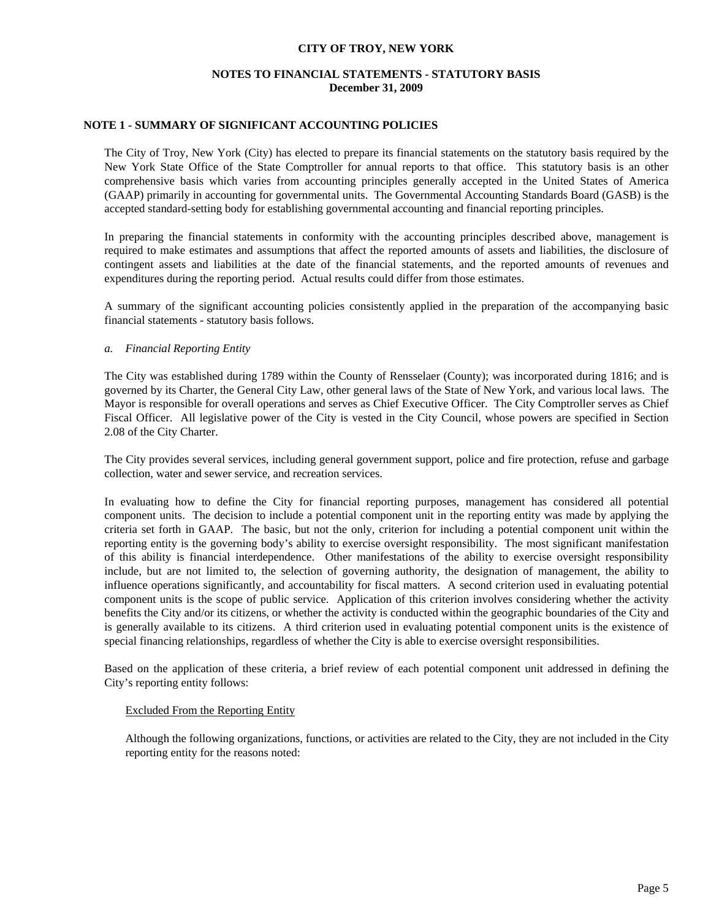**CITY OF TROY, NEW YORK**

**NOTES TO FINANCIAL STATEMENTS - STATUTORY BASIS**
**December 31, 2009**

## NOTE 1 - SUMMARY OF SIGNIFICANT ACCOUNTING POLICIES

The City of Troy, New York (City) has elected to prepare its financial statements on the statutory basis required by the New York State Office of the State Comptroller for annual reports to that office. This statutory basis is an other comprehensive basis which varies from accounting principles generally accepted in the United States of America (GAAP) primarily in accounting for governmental units. The Governmental Accounting Standards Board (GASB) is the accepted standard-setting body for establishing governmental accounting and financial reporting principles.

In preparing the financial statements in conformity with the accounting principles described above, management is required to make estimates and assumptions that affect the reported amounts of assets and liabilities, the disclosure of contingent assets and liabilities at the date of the financial statements, and the reported amounts of revenues and expenditures during the reporting period. Actual results could differ from those estimates.

A summary of the significant accounting policies consistently applied in the preparation of the accompanying basic financial statements - statutory basis follows.

*a. Financial Reporting Entity*

The City was established during 1789 within the County of Rensselaer (County); was incorporated during 1816; and is governed by its Charter, the General City Law, other general laws of the State of New York, and various local laws. The Mayor is responsible for overall operations and serves as Chief Executive Officer. The City Comptroller serves as Chief Fiscal Officer. All legislative power of the City is vested in the City Council, whose powers are specified in Section 2.08 of the City Charter.

The City provides several services, including general government support, police and fire protection, refuse and garbage collection, water and sewer service, and recreation services.

In evaluating how to define the City for financial reporting purposes, management has considered all potential component units. The decision to include a potential component unit in the reporting entity was made by applying the criteria set forth in GAAP. The basic, but not the only, criterion for including a potential component unit within the reporting entity is the governing body's ability to exercise oversight responsibility. The most significant manifestation of this ability is financial interdependence. Other manifestations of the ability to exercise oversight responsibility include, but are not limited to, the selection of governing authority, the designation of management, the ability to influence operations significantly, and accountability for fiscal matters. A second criterion used in evaluating potential component units is the scope of public service. Application of this criterion involves considering whether the activity benefits the City and/or its citizens, or whether the activity is conducted within the geographic boundaries of the City and is generally available to its citizens. A third criterion used in evaluating potential component units is the existence of special financing relationships, regardless of whether the City is able to exercise oversight responsibilities.

Based on the application of these criteria, a brief review of each potential component unit addressed in defining the City's reporting entity follows:

<u>Excluded From the Reporting Entity</u>

Although the following organizations, functions, or activities are related to the City, they are not included in the City reporting entity for the reasons noted: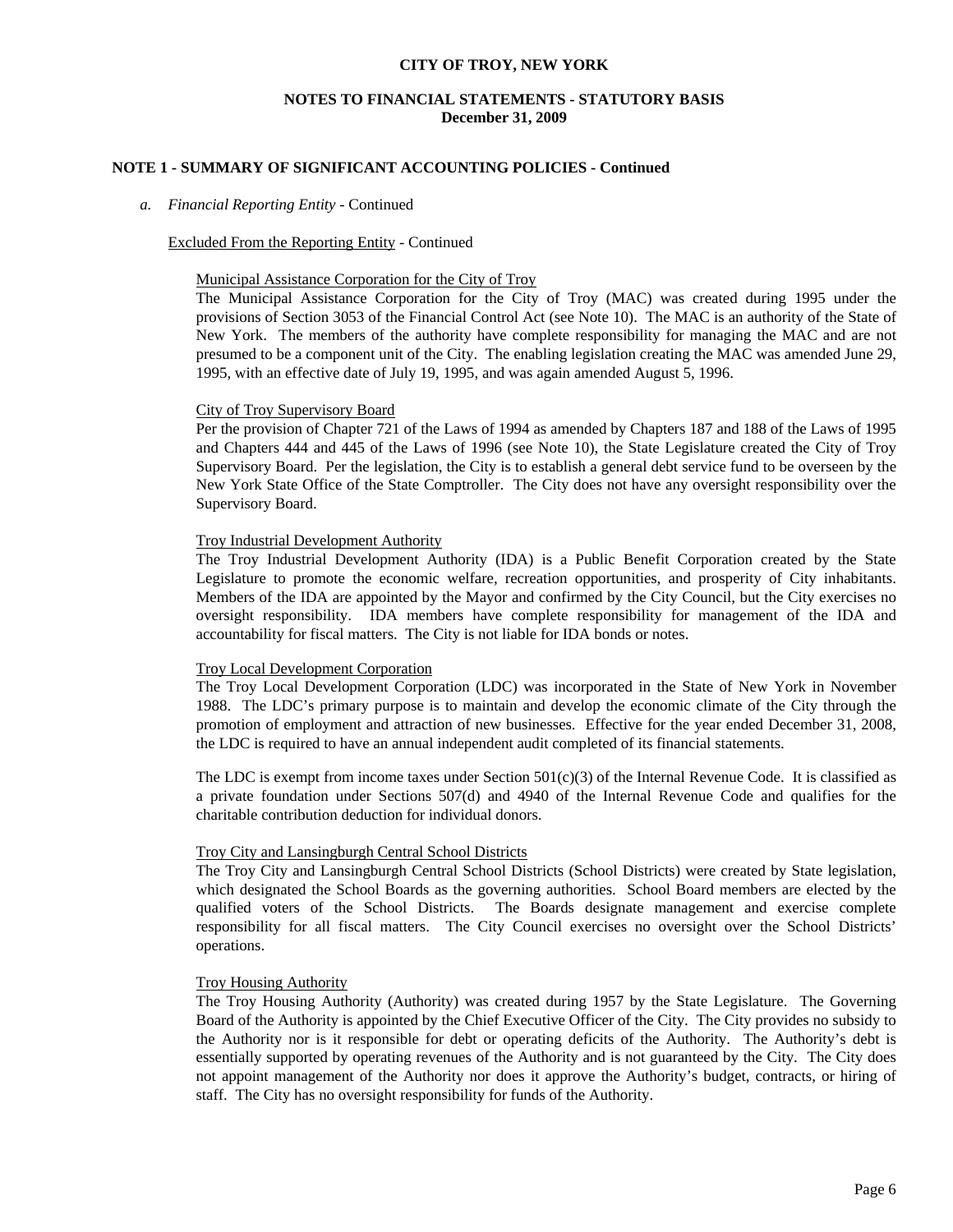## NOTE 1 - SUMMARY OF SIGNIFICANT ACCOUNTING POLICIES - Continued

*a. Financial Reporting Entity* - Continued

Excluded From the Reporting Entity - Continued

Municipal Assistance Corporation for the City of Troy

The Municipal Assistance Corporation for the City of Troy (MAC) was created during 1995 under the provisions of Section 3053 of the Financial Control Act (see Note 10). The MAC is an authority of the State of New York. The members of the authority have complete responsibility for managing the MAC and are not presumed to be a component unit of the City. The enabling legislation creating the MAC was amended June 29, 1995, with an effective date of July 19, 1995, and was again amended August 5, 1996.

City of Troy Supervisory Board

Per the provision of Chapter 721 of the Laws of 1994 as amended by Chapters 187 and 188 of the Laws of 1995 and Chapters 444 and 445 of the Laws of 1996 (see Note 10), the State Legislature created the City of Troy Supervisory Board. Per the legislation, the City is to establish a general debt service fund to be overseen by the New York State Office of the State Comptroller. The City does not have any oversight responsibility over the Supervisory Board.

Troy Industrial Development Authority

The Troy Industrial Development Authority (IDA) is a Public Benefit Corporation created by the State Legislature to promote the economic welfare, recreation opportunities, and prosperity of City inhabitants. Members of the IDA are appointed by the Mayor and confirmed by the City Council, but the City exercises no oversight responsibility. IDA members have complete responsibility for management of the IDA and accountability for fiscal matters. The City is not liable for IDA bonds or notes.

Troy Local Development Corporation

The Troy Local Development Corporation (LDC) was incorporated in the State of New York in November 1988. The LDC's primary purpose is to maintain and develop the economic climate of the City through the promotion of employment and attraction of new businesses. Effective for the year ended December 31, 2008, the LDC is required to have an annual independent audit completed of its financial statements.

The LDC is exempt from income taxes under Section 501(c)(3) of the Internal Revenue Code. It is classified as a private foundation under Sections 507(d) and 4940 of the Internal Revenue Code and qualifies for the charitable contribution deduction for individual donors.

Troy City and Lansingburgh Central School Districts

The Troy City and Lansingburgh Central School Districts (School Districts) were created by State legislation, which designated the School Boards as the governing authorities. School Board members are elected by the qualified voters of the School Districts. The Boards designate management and exercise complete responsibility for all fiscal matters. The City Council exercises no oversight over the School Districts' operations.

Troy Housing Authority

The Troy Housing Authority (Authority) was created during 1957 by the State Legislature. The Governing Board of the Authority is appointed by the Chief Executive Officer of the City. The City provides no subsidy to the Authority nor is it responsible for debt or operating deficits of the Authority. The Authority's debt is essentially supported by operating revenues of the Authority and is not guaranteed by the City. The City does not appoint management of the Authority nor does it approve the Authority's budget, contracts, or hiring of staff. The City has no oversight responsibility for funds of the Authority.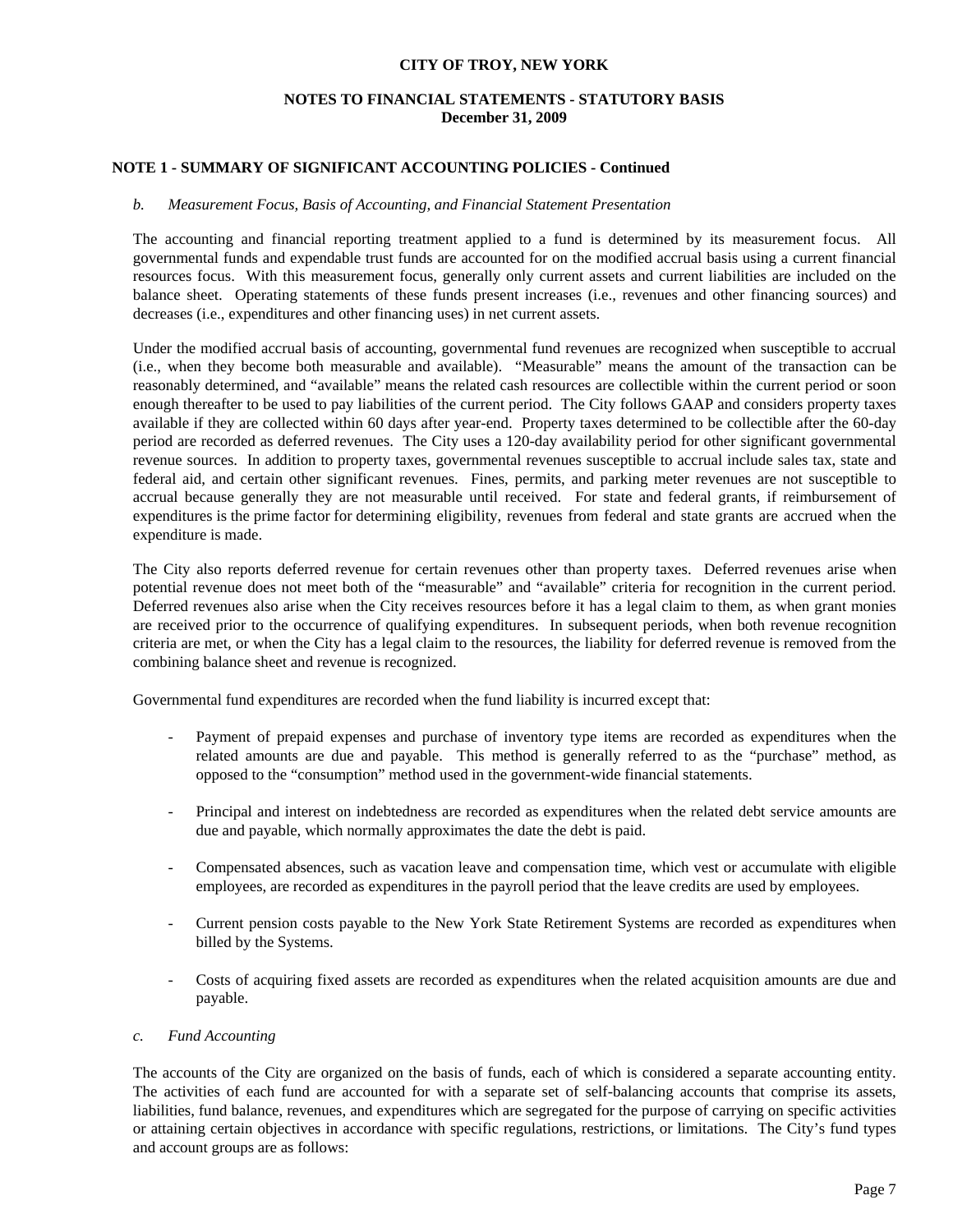## NOTE 1 - SUMMARY OF SIGNIFICANT ACCOUNTING POLICIES - Continued

*b. Measurement Focus, Basis of Accounting, and Financial Statement Presentation*

The accounting and financial reporting treatment applied to a fund is determined by its measurement focus. All governmental funds and expendable trust funds are accounted for on the modified accrual basis using a current financial resources focus. With this measurement focus, generally only current assets and current liabilities are included on the balance sheet. Operating statements of these funds present increases (i.e., revenues and other financing sources) and decreases (i.e., expenditures and other financing uses) in net current assets.

Under the modified accrual basis of accounting, governmental fund revenues are recognized when susceptible to accrual (i.e., when they become both measurable and available). "Measurable" means the amount of the transaction can be reasonably determined, and "available" means the related cash resources are collectible within the current period or soon enough thereafter to be used to pay liabilities of the current period. The City follows GAAP and considers property taxes available if they are collected within 60 days after year-end. Property taxes determined to be collectible after the 60-day period are recorded as deferred revenues. The City uses a 120-day availability period for other significant governmental revenue sources. In addition to property taxes, governmental revenues susceptible to accrual include sales tax, state and federal aid, and certain other significant revenues. Fines, permits, and parking meter revenues are not susceptible to accrual because generally they are not measurable until received. For state and federal grants, if reimbursement of expenditures is the prime factor for determining eligibility, revenues from federal and state grants are accrued when the expenditure is made.

The City also reports deferred revenue for certain revenues other than property taxes. Deferred revenues arise when potential revenue does not meet both of the "measurable" and "available" criteria for recognition in the current period. Deferred revenues also arise when the City receives resources before it has a legal claim to them, as when grant monies are received prior to the occurrence of qualifying expenditures. In subsequent periods, when both revenue recognition criteria are met, or when the City has a legal claim to the resources, the liability for deferred revenue is removed from the combining balance sheet and revenue is recognized.

Governmental fund expenditures are recorded when the fund liability is incurred except that:

- Payment of prepaid expenses and purchase of inventory type items are recorded as expenditures when the related amounts are due and payable. This method is generally referred to as the "purchase" method, as opposed to the "consumption" method used in the government-wide financial statements.

- Principal and interest on indebtedness are recorded as expenditures when the related debt service amounts are due and payable, which normally approximates the date the debt is paid.

- Compensated absences, such as vacation leave and compensation time, which vest or accumulate with eligible employees, are recorded as expenditures in the payroll period that the leave credits are used by employees.

- Current pension costs payable to the New York State Retirement Systems are recorded as expenditures when billed by the Systems.

- Costs of acquiring fixed assets are recorded as expenditures when the related acquisition amounts are due and payable.

*c. Fund Accounting*

The accounts of the City are organized on the basis of funds, each of which is considered a separate accounting entity. The activities of each fund are accounted for with a separate set of self-balancing accounts that comprise its assets, liabilities, fund balance, revenues, and expenditures which are segregated for the purpose of carrying on specific activities or attaining certain objectives in accordance with specific regulations, restrictions, or limitations. The City's fund types and account groups are as follows: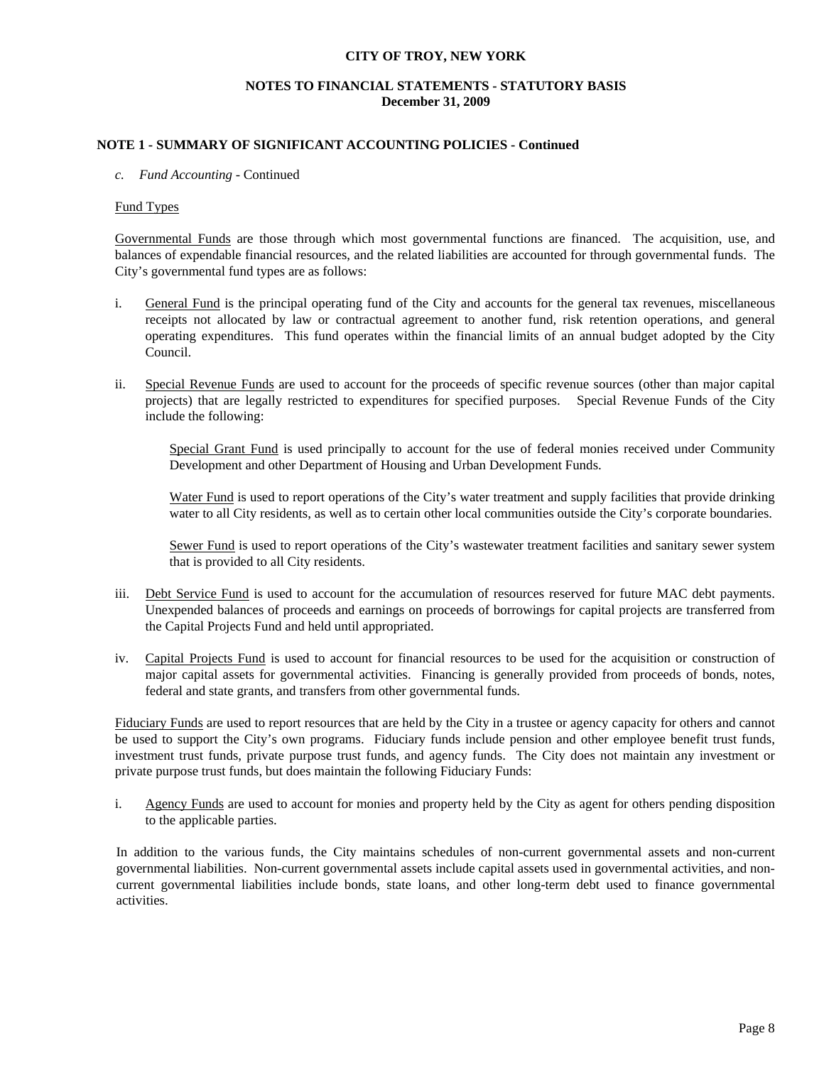## NOTE 1 - SUMMARY OF SIGNIFICANT ACCOUNTING POLICIES - Continued

*c. Fund Accounting* - Continued

Fund Types

Governmental Funds are those through which most governmental functions are financed. The acquisition, use, and balances of expendable financial resources, and the related liabilities are accounted for through governmental funds. The City's governmental fund types are as follows:

i. General Fund is the principal operating fund of the City and accounts for the general tax revenues, miscellaneous receipts not allocated by law or contractual agreement to another fund, risk retention operations, and general operating expenditures. This fund operates within the financial limits of an annual budget adopted by the City Council.

ii. Special Revenue Funds are used to account for the proceeds of specific revenue sources (other than major capital projects) that are legally restricted to expenditures for specified purposes. Special Revenue Funds of the City include the following:

    Special Grant Fund is used principally to account for the use of federal monies received under Community Development and other Department of Housing and Urban Development Funds.

    Water Fund is used to report operations of the City's water treatment and supply facilities that provide drinking water to all City residents, as well as to certain other local communities outside the City's corporate boundaries.

    Sewer Fund is used to report operations of the City's wastewater treatment facilities and sanitary sewer system that is provided to all City residents.

iii. Debt Service Fund is used to account for the accumulation of resources reserved for future MAC debt payments. Unexpended balances of proceeds and earnings on proceeds of borrowings for capital projects are transferred from the Capital Projects Fund and held until appropriated.

iv. Capital Projects Fund is used to account for financial resources to be used for the acquisition or construction of major capital assets for governmental activities. Financing is generally provided from proceeds of bonds, notes, federal and state grants, and transfers from other governmental funds.

Fiduciary Funds are used to report resources that are held by the City in a trustee or agency capacity for others and cannot be used to support the City's own programs. Fiduciary funds include pension and other employee benefit trust funds, investment trust funds, private purpose trust funds, and agency funds. The City does not maintain any investment or private purpose trust funds, but does maintain the following Fiduciary Funds:

i. Agency Funds are used to account for monies and property held by the City as agent for others pending disposition to the applicable parties.

In addition to the various funds, the City maintains schedules of non-current governmental assets and non-current governmental liabilities. Non-current governmental assets include capital assets used in governmental activities, and non-current governmental liabilities include bonds, state loans, and other long-term debt used to finance governmental activities.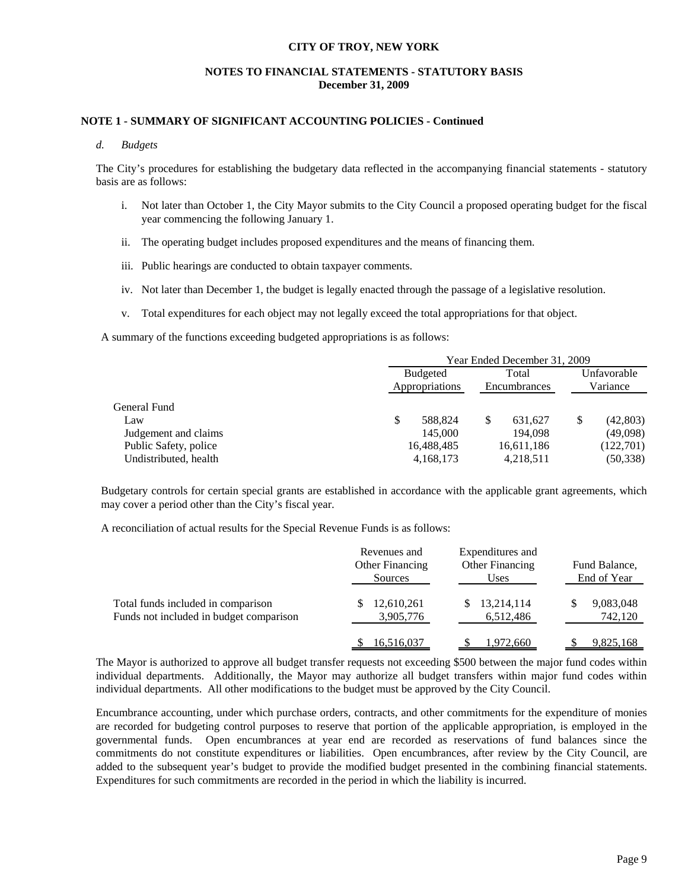**CITY OF TROY, NEW YORK**

**NOTES TO FINANCIAL STATEMENTS - STATUTORY BASIS**
**December 31, 2009**

**NOTE 1 - SUMMARY OF SIGNIFICANT ACCOUNTING POLICIES - Continued**

*d. Budgets*

The City's procedures for establishing the budgetary data reflected in the accompanying financial statements - statutory basis are as follows:

i. Not later than October 1, the City Mayor submits to the City Council a proposed operating budget for the fiscal year commencing the following January 1.

ii. The operating budget includes proposed expenditures and the means of financing them.

iii. Public hearings are conducted to obtain taxpayer comments.

iv. Not later than December 1, the budget is legally enacted through the passage of a legislative resolution.

v. Total expenditures for each object may not legally exceed the total appropriations for that object.

A summary of the functions exceeding budgeted appropriations is as follows:

| | Year Ended December 31, 2009 | | |
|---|---|---|---|
| | Budgeted Appropriations | Total Encumbrances | Unfavorable Variance |
| General Fund | | | |
| Law | $ 588,824 | $ 631,627 | $ (42,803) |
| Judgement and claims | 145,000 | 194,098 | (49,098) |
| Public Safety, police | 16,488,485 | 16,611,186 | (122,701) |
| Undistributed, health | 4,168,173 | 4,218,511 | (50,338) |

Budgetary controls for certain special grants are established in accordance with the applicable grant agreements, which may cover a period other than the City's fiscal year.

A reconciliation of actual results for the Special Revenue Funds is as follows:

| | Revenues and Other Financing Sources | Expenditures and Other Financing Uses | Fund Balance, End of Year |
|---|---|---|---|
| Total funds included in comparison | $ 12,610,261 | $ 13,214,114 | $ 9,083,048 |
| Funds not included in budget comparison | 3,905,776 | 6,512,486 | 742,120 |
| | $ 16,516,037 | $ 1,972,660 | $ 9,825,168 |

The Mayor is authorized to approve all budget transfer requests not exceeding $500 between the major fund codes within individual departments. Additionally, the Mayor may authorize all budget transfers within major fund codes within individual departments. All other modifications to the budget must be approved by the City Council.

Encumbrance accounting, under which purchase orders, contracts, and other commitments for the expenditure of monies are recorded for budgeting control purposes to reserve that portion of the applicable appropriation, is employed in the governmental funds. Open encumbrances at year end are recorded as reservations of fund balances since the commitments do not constitute expenditures or liabilities. Open encumbrances, after review by the City Council, are added to the subsequent year's budget to provide the modified budget presented in the combining financial statements. Expenditures for such commitments are recorded in the period in which the liability is incurred.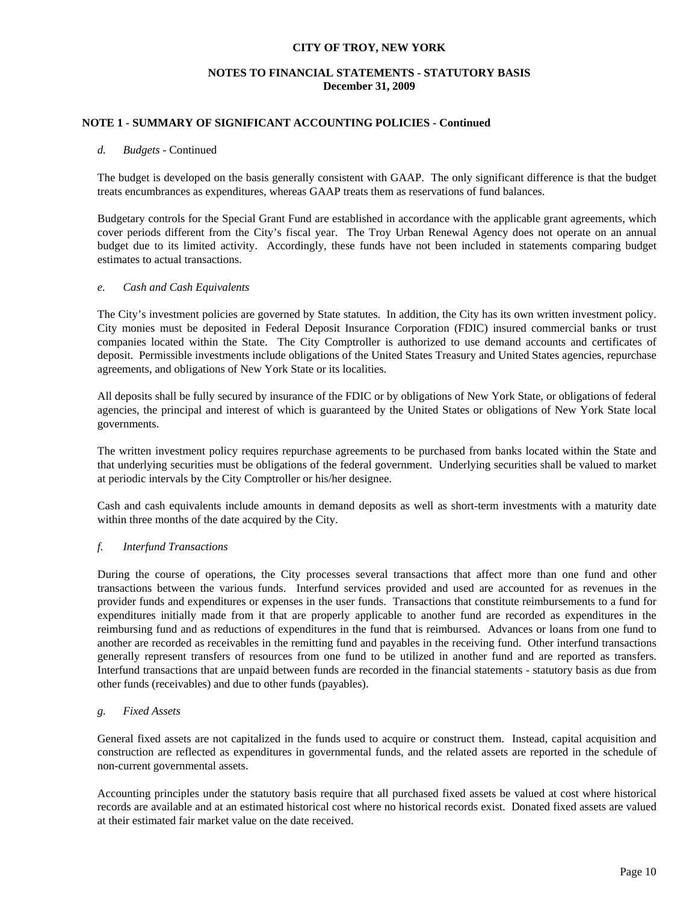CITY OF TROY, NEW YORK

NOTES TO FINANCIAL STATEMENTS - STATUTORY BASIS
December 31, 2009

## NOTE 1 - SUMMARY OF SIGNIFICANT ACCOUNTING POLICIES - Continued

*d. Budgets* - Continued

The budget is developed on the basis generally consistent with GAAP. The only significant difference is that the budget treats encumbrances as expenditures, whereas GAAP treats them as reservations of fund balances.

Budgetary controls for the Special Grant Fund are established in accordance with the applicable grant agreements, which cover periods different from the City's fiscal year. The Troy Urban Renewal Agency does not operate on an annual budget due to its limited activity. Accordingly, these funds have not been included in statements comparing budget estimates to actual transactions.

*e. Cash and Cash Equivalents*

The City's investment policies are governed by State statutes. In addition, the City has its own written investment policy. City monies must be deposited in Federal Deposit Insurance Corporation (FDIC) insured commercial banks or trust companies located within the State. The City Comptroller is authorized to use demand accounts and certificates of deposit. Permissible investments include obligations of the United States Treasury and United States agencies, repurchase agreements, and obligations of New York State or its localities.

All deposits shall be fully secured by insurance of the FDIC or by obligations of New York State, or obligations of federal agencies, the principal and interest of which is guaranteed by the United States or obligations of New York State local governments.

The written investment policy requires repurchase agreements to be purchased from banks located within the State and that underlying securities must be obligations of the federal government. Underlying securities shall be valued to market at periodic intervals by the City Comptroller or his/her designee.

Cash and cash equivalents include amounts in demand deposits as well as short-term investments with a maturity date within three months of the date acquired by the City.

*f. Interfund Transactions*

During the course of operations, the City processes several transactions that affect more than one fund and other transactions between the various funds. Interfund services provided and used are accounted for as revenues in the provider funds and expenditures or expenses in the user funds. Transactions that constitute reimbursements to a fund for expenditures initially made from it that are properly applicable to another fund are recorded as expenditures in the reimbursing fund and as reductions of expenditures in the fund that is reimbursed. Advances or loans from one fund to another are recorded as receivables in the remitting fund and payables in the receiving fund. Other interfund transactions generally represent transfers of resources from one fund to be utilized in another fund and are reported as transfers. Interfund transactions that are unpaid between funds are recorded in the financial statements - statutory basis as due from other funds (receivables) and due to other funds (payables).

*g. Fixed Assets*

General fixed assets are not capitalized in the funds used to acquire or construct them. Instead, capital acquisition and construction are reflected as expenditures in governmental funds, and the related assets are reported in the schedule of non-current governmental assets.

Accounting principles under the statutory basis require that all purchased fixed assets be valued at cost where historical records are available and at an estimated historical cost where no historical records exist. Donated fixed assets are valued at their estimated fair market value on the date received.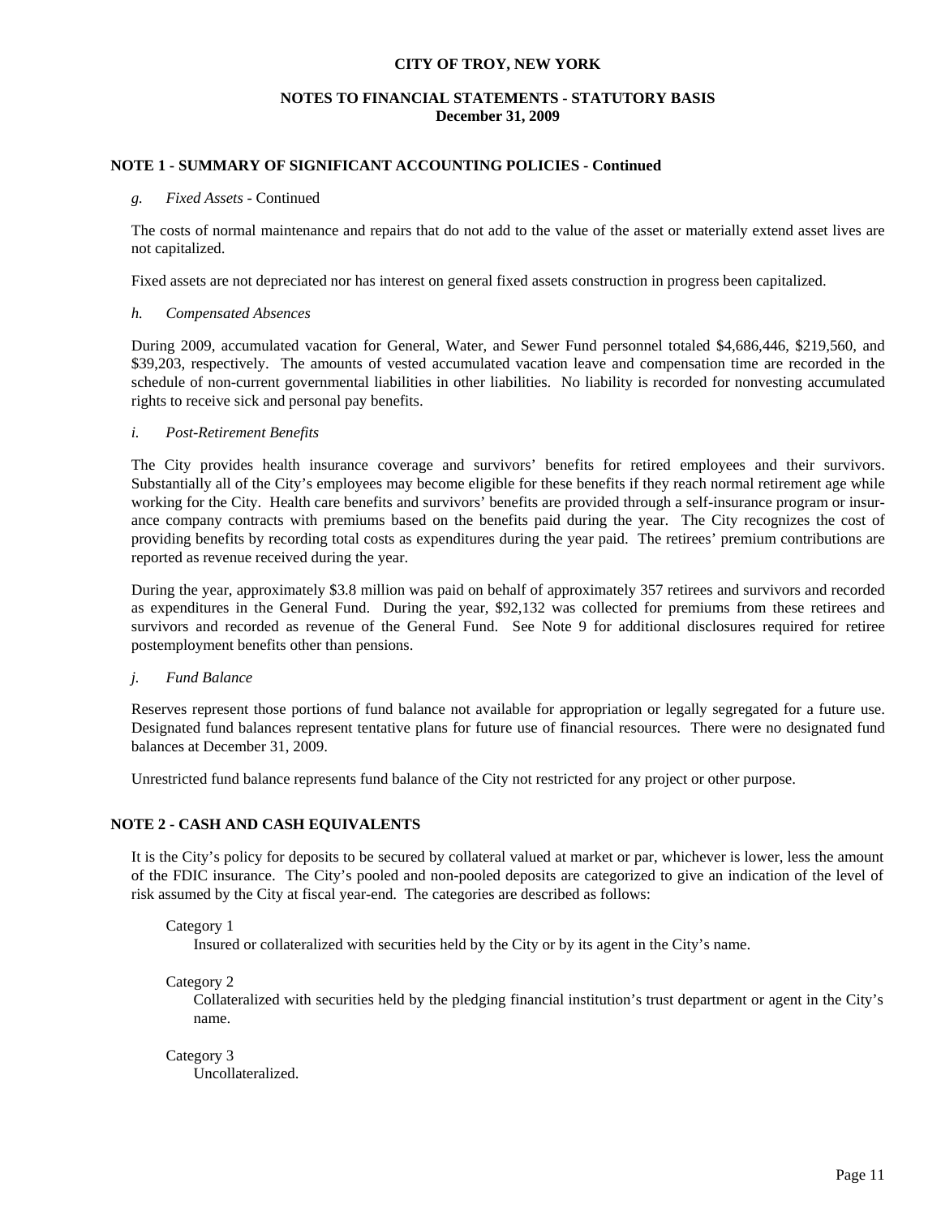**CITY OF TROY, NEW YORK**

**NOTES TO FINANCIAL STATEMENTS - STATUTORY BASIS**
**December 31, 2009**

## NOTE 1 - SUMMARY OF SIGNIFICANT ACCOUNTING POLICIES - Continued

*g. Fixed Assets* - Continued

The costs of normal maintenance and repairs that do not add to the value of the asset or materially extend asset lives are not capitalized.

Fixed assets are not depreciated nor has interest on general fixed assets construction in progress been capitalized.

*h. Compensated Absences*

During 2009, accumulated vacation for General, Water, and Sewer Fund personnel totaled \$4,686,446, \$219,560, and \$39,203, respectively. The amounts of vested accumulated vacation leave and compensation time are recorded in the schedule of non-current governmental liabilities in other liabilities. No liability is recorded for nonvesting accumulated rights to receive sick and personal pay benefits.

*i. Post-Retirement Benefits*

The City provides health insurance coverage and survivors' benefits for retired employees and their survivors. Substantially all of the City's employees may become eligible for these benefits if they reach normal retirement age while working for the City. Health care benefits and survivors' benefits are provided through a self-insurance program or insurance company contracts with premiums based on the benefits paid during the year. The City recognizes the cost of providing benefits by recording total costs as expenditures during the year paid. The retirees' premium contributions are reported as revenue received during the year.

During the year, approximately \$3.8 million was paid on behalf of approximately 357 retirees and survivors and recorded as expenditures in the General Fund. During the year, \$92,132 was collected for premiums from these retirees and survivors and recorded as revenue of the General Fund. See Note 9 for additional disclosures required for retiree postemployment benefits other than pensions.

*j. Fund Balance*

Reserves represent those portions of fund balance not available for appropriation or legally segregated for a future use. Designated fund balances represent tentative plans for future use of financial resources. There were no designated fund balances at December 31, 2009.

Unrestricted fund balance represents fund balance of the City not restricted for any project or other purpose.

## NOTE 2 - CASH AND CASH EQUIVALENTS

It is the City's policy for deposits to be secured by collateral valued at market or par, whichever is lower, less the amount of the FDIC insurance. The City's pooled and non-pooled deposits are categorized to give an indication of the level of risk assumed by the City at fiscal year-end. The categories are described as follows:

Category 1
Insured or collateralized with securities held by the City or by its agent in the City's name.

Category 2
Collateralized with securities held by the pledging financial institution's trust department or agent in the City's name.

Category 3
Uncollateralized.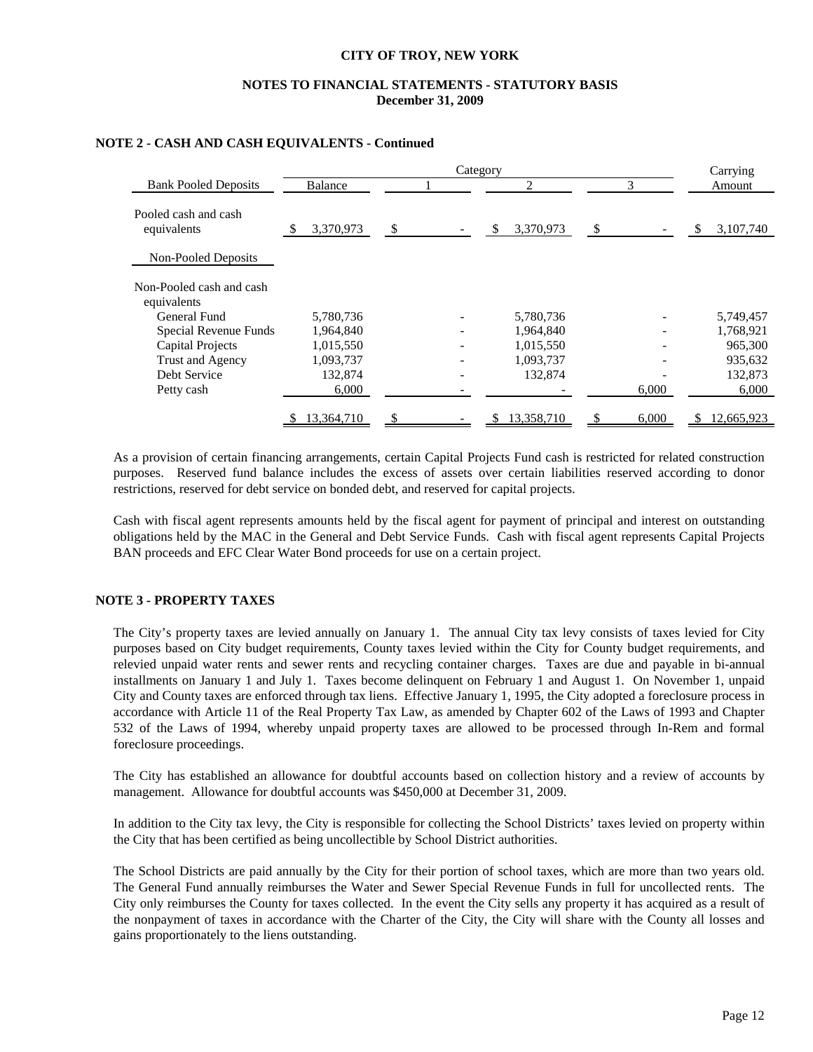## NOTE 2 - CASH AND CASH EQUIVALENTS - Continued

| Bank Pooled Deposits | Balance | Category 1 | Category 2 | Category 3 | Carrying Amount |
|---|---|---|---|---|---|
| Pooled cash and cash equivalents | $ 3,370,973 | $ - | $ 3,370,973 | $ - | $ 3,107,740 |
| **Non-Pooled Deposits** | | | | | |
| Non-Pooled cash and cash equivalents | | | | | |
| General Fund | 5,780,736 | - | 5,780,736 | - | 5,749,457 |
| Special Revenue Funds | 1,964,840 | - | 1,964,840 | - | 1,768,921 |
| Capital Projects | 1,015,550 | - | 1,015,550 | - | 965,300 |
| Trust and Agency | 1,093,737 | - | 1,093,737 | - | 935,632 |
| Debt Service | 132,874 | - | 132,874 | - | 132,873 |
| Petty cash | 6,000 | - | - | 6,000 | 6,000 |
| | $ 13,364,710 | $ - | $ 13,358,710 | $ 6,000 | $ 12,665,923 |

As a provision of certain financing arrangements, certain Capital Projects Fund cash is restricted for related construction purposes. Reserved fund balance includes the excess of assets over certain liabilities reserved according to donor restrictions, reserved for debt service on bonded debt, and reserved for capital projects.

Cash with fiscal agent represents amounts held by the fiscal agent for payment of principal and interest on outstanding obligations held by the MAC in the General and Debt Service Funds. Cash with fiscal agent represents Capital Projects BAN proceeds and EFC Clear Water Bond proceeds for use on a certain project.

## NOTE 3 - PROPERTY TAXES

The City's property taxes are levied annually on January 1. The annual City tax levy consists of taxes levied for City purposes based on City budget requirements, County taxes levied within the City for County budget requirements, and relevied unpaid water rents and sewer rents and recycling container charges. Taxes are due and payable in bi-annual installments on January 1 and July 1. Taxes become delinquent on February 1 and August 1. On November 1, unpaid City and County taxes are enforced through tax liens. Effective January 1, 1995, the City adopted a foreclosure process in accordance with Article 11 of the Real Property Tax Law, as amended by Chapter 602 of the Laws of 1993 and Chapter 532 of the Laws of 1994, whereby unpaid property taxes are allowed to be processed through In-Rem and formal foreclosure proceedings.

The City has established an allowance for doubtful accounts based on collection history and a review of accounts by management. Allowance for doubtful accounts was $450,000 at December 31, 2009.

In addition to the City tax levy, the City is responsible for collecting the School Districts' taxes levied on property within the City that has been certified as being uncollectible by School District authorities.

The School Districts are paid annually by the City for their portion of school taxes, which are more than two years old. The General Fund annually reimburses the Water and Sewer Special Revenue Funds in full for uncollected rents. The City only reimburses the County for taxes collected. In the event the City sells any property it has acquired as a result of the nonpayment of taxes in accordance with the Charter of the City, the City will share with the County all losses and gains proportionately to the liens outstanding.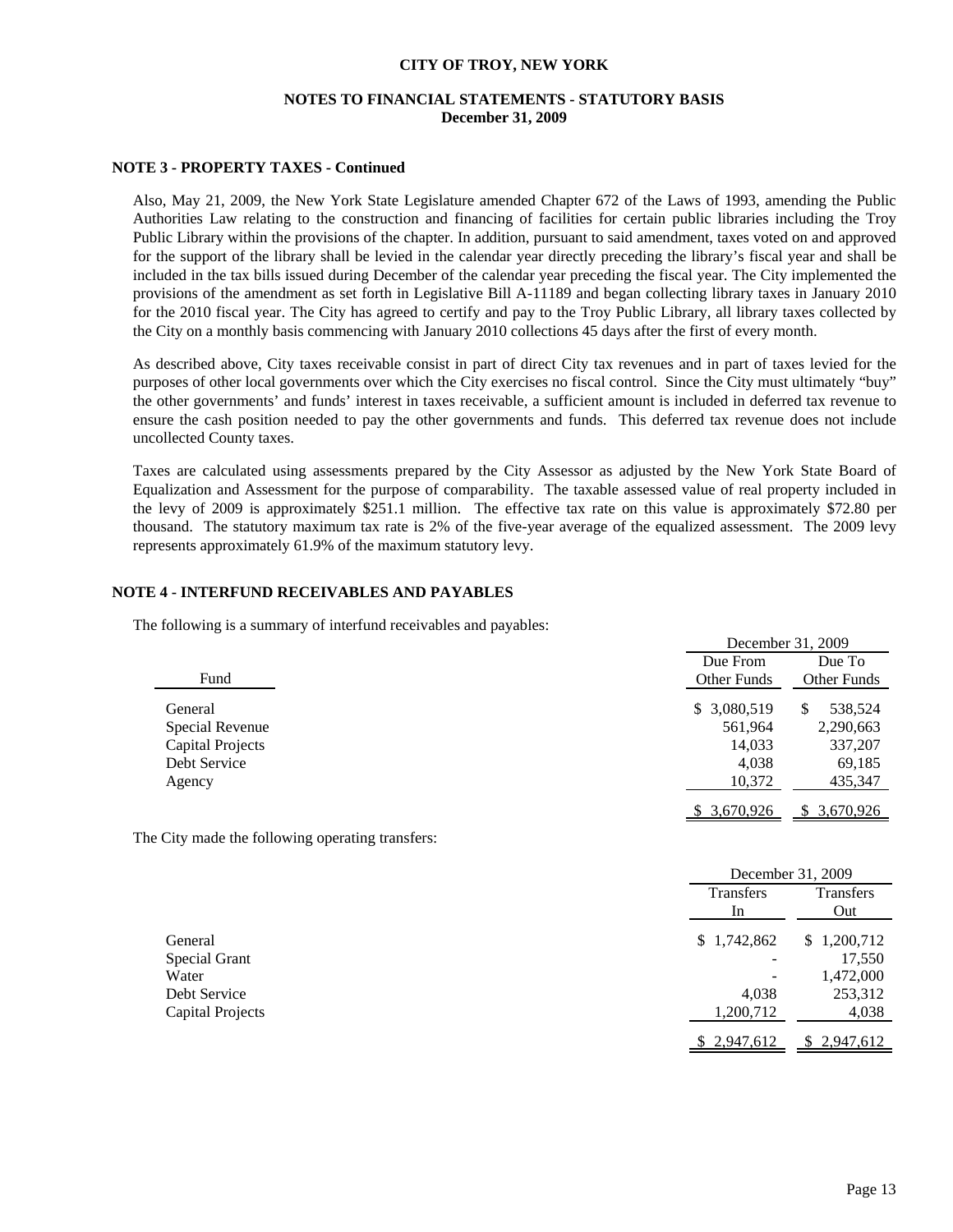## NOTE 3 - PROPERTY TAXES - Continued

Also, May 21, 2009, the New York State Legislature amended Chapter 672 of the Laws of 1993, amending the Public Authorities Law relating to the construction and financing of facilities for certain public libraries including the Troy Public Library within the provisions of the chapter. In addition, pursuant to said amendment, taxes voted on and approved for the support of the library shall be levied in the calendar year directly preceding the library's fiscal year and shall be included in the tax bills issued during December of the calendar year preceding the fiscal year. The City implemented the provisions of the amendment as set forth in Legislative Bill A-11189 and began collecting library taxes in January 2010 for the 2010 fiscal year. The City has agreed to certify and pay to the Troy Public Library, all library taxes collected by the City on a monthly basis commencing with January 2010 collections 45 days after the first of every month.

As described above, City taxes receivable consist in part of direct City tax revenues and in part of taxes levied for the purposes of other local governments over which the City exercises no fiscal control. Since the City must ultimately "buy" the other governments' and funds' interest in taxes receivable, a sufficient amount is included in deferred tax revenue to ensure the cash position needed to pay the other governments and funds. This deferred tax revenue does not include uncollected County taxes.

Taxes are calculated using assessments prepared by the City Assessor as adjusted by the New York State Board of Equalization and Assessment for the purpose of comparability. The taxable assessed value of real property included in the levy of 2009 is approximately $251.1 million. The effective tax rate on this value is approximately $72.80 per thousand. The statutory maximum tax rate is 2% of the five-year average of the equalized assessment. The 2009 levy represents approximately 61.9% of the maximum statutory levy.

## NOTE 4 - INTERFUND RECEIVABLES AND PAYABLES

The following is a summary of interfund receivables and payables:

| | December 31, 2009 | |
|---|---|---|
| Fund | Due From Other Funds | Due To Other Funds |
| General | $ 3,080,519 | $ 538,524 |
| Special Revenue | 561,964 | 2,290,663 |
| Capital Projects | 14,033 | 337,207 |
| Debt Service | 4,038 | 69,185 |
| Agency | 10,372 | 435,347 |
| | $ 3,670,926 | $ 3,670,926 |

The City made the following operating transfers:

| | December 31, 2009 | |
|---|---|---|
| | Transfers In | Transfers Out |
| General | $ 1,742,862 | $ 1,200,712 |
| Special Grant | - | 17,550 |
| Water | - | 1,472,000 |
| Debt Service | 4,038 | 253,312 |
| Capital Projects | 1,200,712 | 4,038 |
| | $ 2,947,612 | $ 2,947,612 |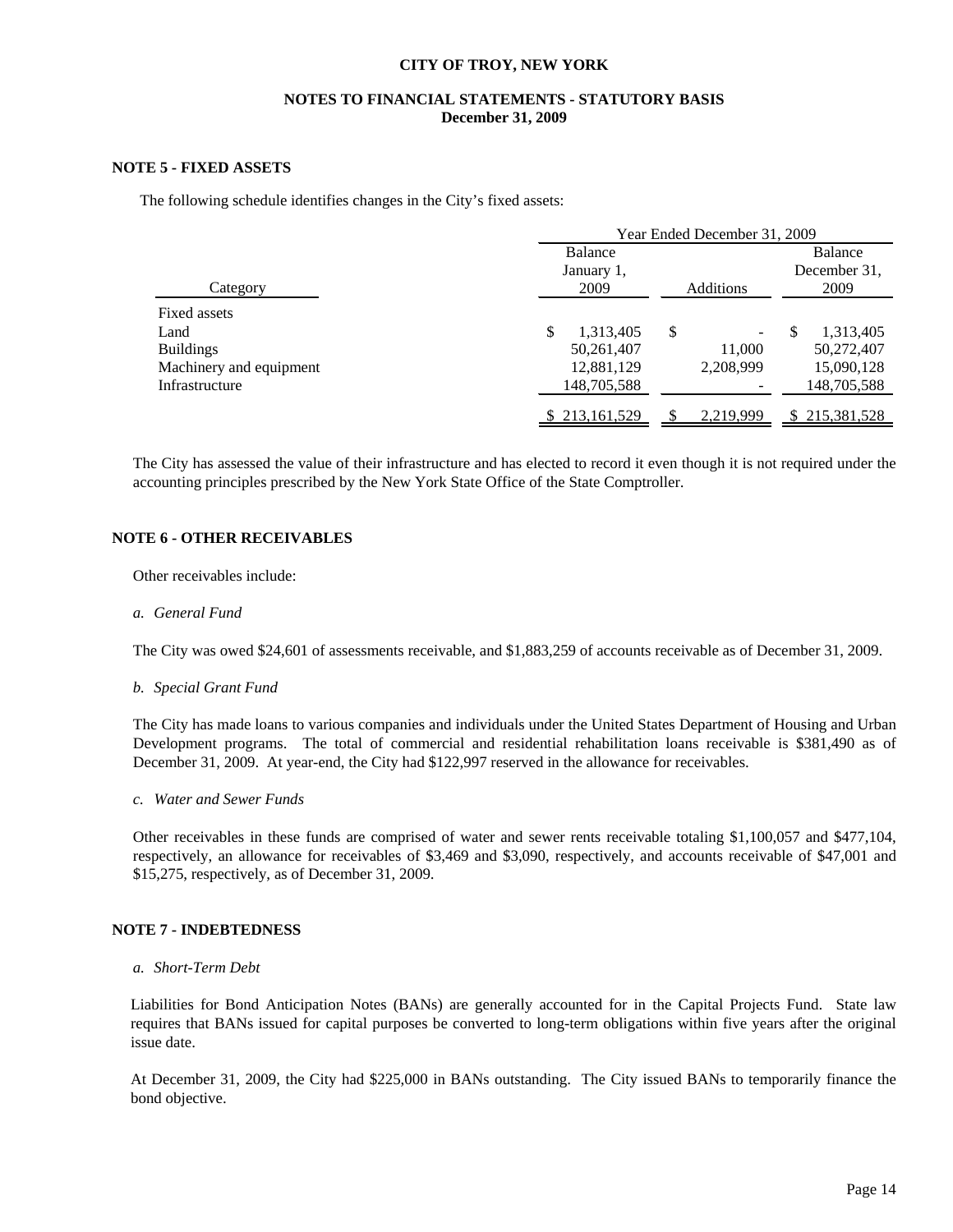# CITY OF TROY, NEW YORK

## NOTES TO FINANCIAL STATEMENTS - STATUTORY BASIS
## December 31, 2009

### NOTE 5 - FIXED ASSETS

The following schedule identifies changes in the City's fixed assets:

| | Year Ended December 31, 2009 | | |
|---|---|---|---|
| Category | Balance January 1, 2009 | Additions | Balance December 31, 2009 |
| Fixed assets | | | |
| Land | $ 1,313,405 | $ - | $ 1,313,405 |
| Buildings | 50,261,407 | 11,000 | 50,272,407 |
| Machinery and equipment | 12,881,129 | 2,208,999 | 15,090,128 |
| Infrastructure | 148,705,588 | - | 148,705,588 |
| | $ 213,161,529 | $ 2,219,999 | $ 215,381,528 |

The City has assessed the value of their infrastructure and has elected to record it even though it is not required under the accounting principles prescribed by the New York State Office of the State Comptroller.

### NOTE 6 - OTHER RECEIVABLES

Other receivables include:

*a. General Fund*

The City was owed $24,601 of assessments receivable, and $1,883,259 of accounts receivable as of December 31, 2009.

*b. Special Grant Fund*

The City has made loans to various companies and individuals under the United States Department of Housing and Urban Development programs. The total of commercial and residential rehabilitation loans receivable is $381,490 as of December 31, 2009. At year-end, the City had $122,997 reserved in the allowance for receivables.

*c. Water and Sewer Funds*

Other receivables in these funds are comprised of water and sewer rents receivable totaling $1,100,057 and $477,104, respectively, an allowance for receivables of $3,469 and $3,090, respectively, and accounts receivable of $47,001 and $15,275, respectively, as of December 31, 2009.

### NOTE 7 - INDEBTEDNESS

*a. Short-Term Debt*

Liabilities for Bond Anticipation Notes (BANs) are generally accounted for in the Capital Projects Fund. State law requires that BANs issued for capital purposes be converted to long-term obligations within five years after the original issue date.

At December 31, 2009, the City had $225,000 in BANs outstanding. The City issued BANs to temporarily finance the bond objective.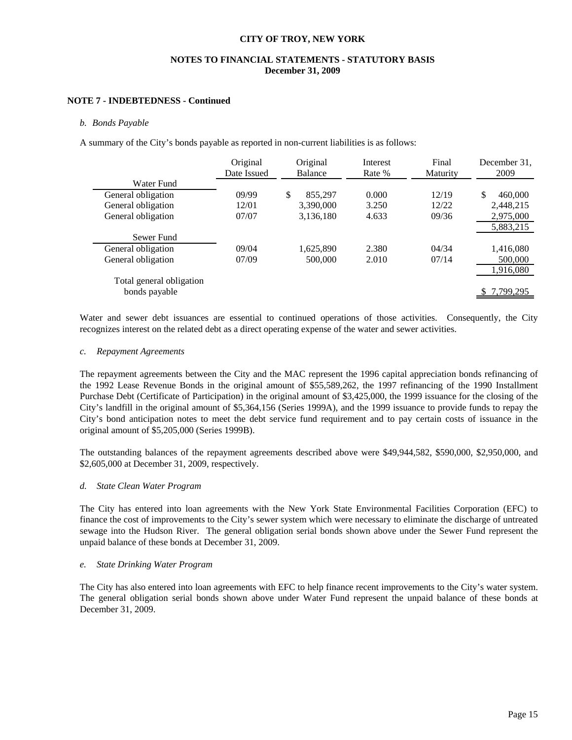**CITY OF TROY, NEW YORK**

**NOTES TO FINANCIAL STATEMENTS - STATUTORY BASIS**
**December 31, 2009**

**NOTE 7 - INDEBTEDNESS - Continued**

*b. Bonds Payable*

A summary of the City's bonds payable as reported in non-current liabilities is as follows:

| | Original Date Issued | Original Balance | Interest Rate % | Final Maturity | December 31, 2009 |
|---|---|---|---|---|---|
| Water Fund | | | | | |
| General obligation | 09/99 | $ 855,297 | 0.000 | 12/19 | $ 460,000 |
| General obligation | 12/01 | 3,390,000 | 3.250 | 12/22 | 2,448,215 |
| General obligation | 07/07 | 3,136,180 | 4.633 | 09/36 | 2,975,000 |
| | | | | | 5,883,215 |
| Sewer Fund | | | | | |
| General obligation | 09/04 | 1,625,890 | 2.380 | 04/34 | 1,416,080 |
| General obligation | 07/09 | 500,000 | 2.010 | 07/14 | 500,000 |
| | | | | | 1,916,080 |
| Total general obligation bonds payable | | | | | $ 7,799,295 |

Water and sewer debt issuances are essential to continued operations of those activities. Consequently, the City recognizes interest on the related debt as a direct operating expense of the water and sewer activities.

*c. Repayment Agreements*

The repayment agreements between the City and the MAC represent the 1996 capital appreciation bonds refinancing of the 1992 Lease Revenue Bonds in the original amount of $55,589,262, the 1997 refinancing of the 1990 Installment Purchase Debt (Certificate of Participation) in the original amount of $3,425,000, the 1999 issuance for the closing of the City's landfill in the original amount of $5,364,156 (Series 1999A), and the 1999 issuance to provide funds to repay the City's bond anticipation notes to meet the debt service fund requirement and to pay certain costs of issuance in the original amount of $5,205,000 (Series 1999B).

The outstanding balances of the repayment agreements described above were $49,944,582, $590,000, $2,950,000, and $2,605,000 at December 31, 2009, respectively.

*d. State Clean Water Program*

The City has entered into loan agreements with the New York State Environmental Facilities Corporation (EFC) to finance the cost of improvements to the City's sewer system which were necessary to eliminate the discharge of untreated sewage into the Hudson River. The general obligation serial bonds shown above under the Sewer Fund represent the unpaid balance of these bonds at December 31, 2009.

*e. State Drinking Water Program*

The City has also entered into loan agreements with EFC to help finance recent improvements to the City's water system. The general obligation serial bonds shown above under Water Fund represent the unpaid balance of these bonds at December 31, 2009.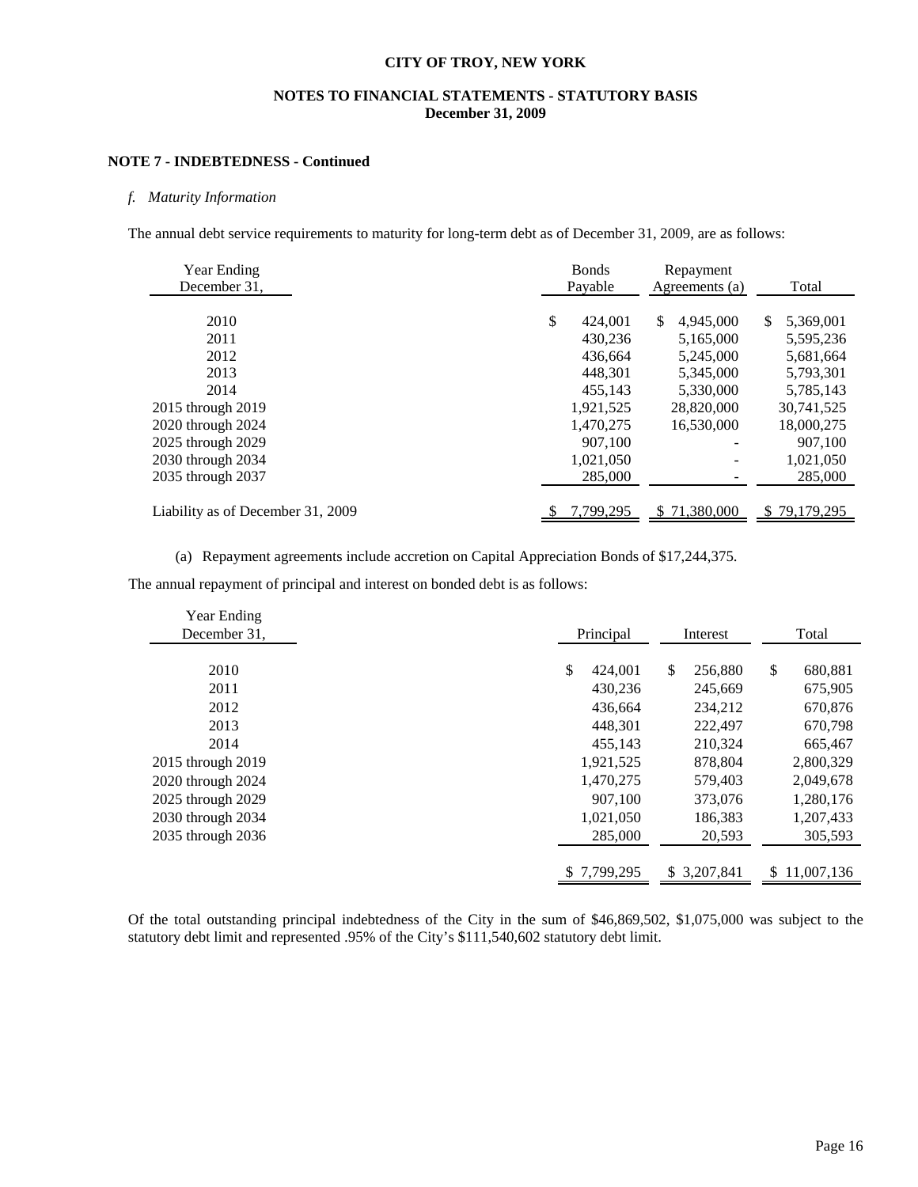**CITY OF TROY, NEW YORK**

**NOTES TO FINANCIAL STATEMENTS - STATUTORY BASIS**
**December 31, 2009**

**NOTE 7 - INDEBTEDNESS - Continued**

*f. Maturity Information*

The annual debt service requirements to maturity for long-term debt as of December 31, 2009, are as follows:

| Year Ending December 31, | Bonds Payable | Repayment Agreements (a) | Total |
|---|---|---|---|
| 2010 | $ 424,001 | $ 4,945,000 | $ 5,369,001 |
| 2011 | 430,236 | 5,165,000 | 5,595,236 |
| 2012 | 436,664 | 5,245,000 | 5,681,664 |
| 2013 | 448,301 | 5,345,000 | 5,793,301 |
| 2014 | 455,143 | 5,330,000 | 5,785,143 |
| 2015 through 2019 | 1,921,525 | 28,820,000 | 30,741,525 |
| 2020 through 2024 | 1,470,275 | 16,530,000 | 18,000,275 |
| 2025 through 2029 | 907,100 | - | 907,100 |
| 2030 through 2034 | 1,021,050 | - | 1,021,050 |
| 2035 through 2037 | 285,000 | - | 285,000 |
| Liability as of December 31, 2009 | $ 7,799,295 | $ 71,380,000 | $ 79,179,295 |

(a) Repayment agreements include accretion on Capital Appreciation Bonds of $17,244,375.

The annual repayment of principal and interest on bonded debt is as follows:

| Year Ending December 31, | Principal | Interest | Total |
|---|---|---|---|
| 2010 | $ 424,001 | $ 256,880 | $ 680,881 |
| 2011 | 430,236 | 245,669 | 675,905 |
| 2012 | 436,664 | 234,212 | 670,876 |
| 2013 | 448,301 | 222,497 | 670,798 |
| 2014 | 455,143 | 210,324 | 665,467 |
| 2015 through 2019 | 1,921,525 | 878,804 | 2,800,329 |
| 2020 through 2024 | 1,470,275 | 579,403 | 2,049,678 |
| 2025 through 2029 | 907,100 | 373,076 | 1,280,176 |
| 2030 through 2034 | 1,021,050 | 186,383 | 1,207,433 |
| 2035 through 2036 | 285,000 | 20,593 | 305,593 |
| | $ 7,799,295 | $ 3,207,841 | $ 11,007,136 |

Of the total outstanding principal indebtedness of the City in the sum of $46,869,502, $1,075,000 was subject to the statutory debt limit and represented .95% of the City's $111,540,602 statutory debt limit.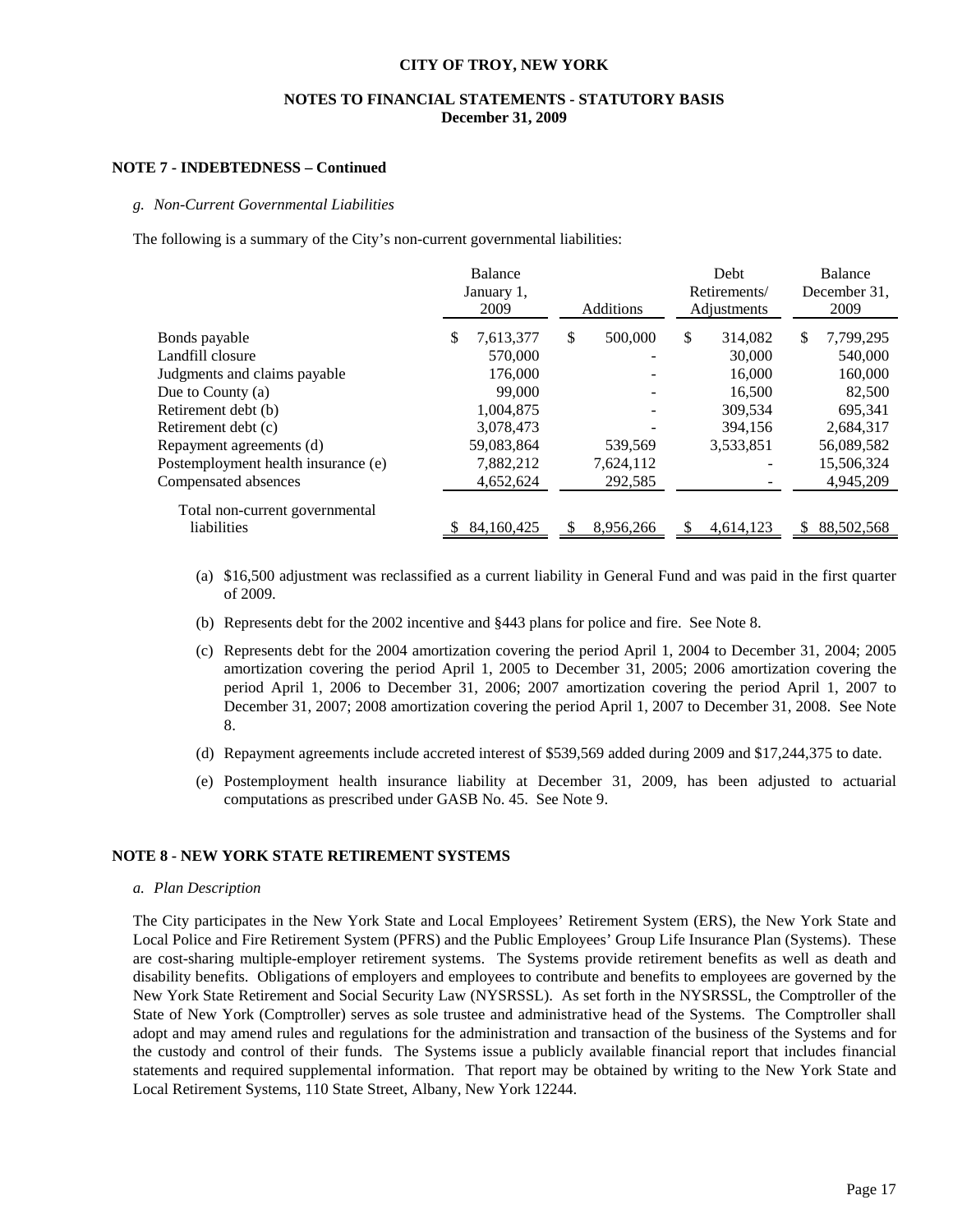**CITY OF TROY, NEW YORK**

**NOTES TO FINANCIAL STATEMENTS - STATUTORY BASIS**
**December 31, 2009**

**NOTE 7 - INDEBTEDNESS – Continued**

*g. Non-Current Governmental Liabilities*

The following is a summary of the City's non-current governmental liabilities:

| | Balance January 1, 2009 | Additions | Debt Retirements/ Adjustments | Balance December 31, 2009 |
|---|---|---|---|---|
| Bonds payable | $ 7,613,377 | $ 500,000 | $ 314,082 | $ 7,799,295 |
| Landfill closure | 570,000 | - | 30,000 | 540,000 |
| Judgments and claims payable | 176,000 | - | 16,000 | 160,000 |
| Due to County (a) | 99,000 | - | 16,500 | 82,500 |
| Retirement debt (b) | 1,004,875 | - | 309,534 | 695,341 |
| Retirement debt (c) | 3,078,473 | - | 394,156 | 2,684,317 |
| Repayment agreements (d) | 59,083,864 | 539,569 | 3,533,851 | 56,089,582 |
| Postemployment health insurance (e) | 7,882,212 | 7,624,112 | - | 15,506,324 |
| Compensated absences | 4,652,624 | 292,585 | - | 4,945,209 |
| Total non-current governmental liabilities | $ 84,160,425 | $ 8,956,266 | $ 4,614,123 | $ 88,502,568 |

(a) $16,500 adjustment was reclassified as a current liability in General Fund and was paid in the first quarter of 2009.

(b) Represents debt for the 2002 incentive and §443 plans for police and fire. See Note 8.

(c) Represents debt for the 2004 amortization covering the period April 1, 2004 to December 31, 2004; 2005 amortization covering the period April 1, 2005 to December 31, 2005; 2006 amortization covering the period April 1, 2006 to December 31, 2006; 2007 amortization covering the period April 1, 2007 to December 31, 2007; 2008 amortization covering the period April 1, 2007 to December 31, 2008. See Note 8.

(d) Repayment agreements include accreted interest of $539,569 added during 2009 and $17,244,375 to date.

(e) Postemployment health insurance liability at December 31, 2009, has been adjusted to actuarial computations as prescribed under GASB No. 45. See Note 9.

**NOTE 8 - NEW YORK STATE RETIREMENT SYSTEMS**

*a. Plan Description*

The City participates in the New York State and Local Employees' Retirement System (ERS), the New York State and Local Police and Fire Retirement System (PFRS) and the Public Employees' Group Life Insurance Plan (Systems). These are cost-sharing multiple-employer retirement systems. The Systems provide retirement benefits as well as death and disability benefits. Obligations of employers and employees to contribute and benefits to employees are governed by the New York State Retirement and Social Security Law (NYSRSSL). As set forth in the NYSRSSL, the Comptroller of the State of New York (Comptroller) serves as sole trustee and administrative head of the Systems. The Comptroller shall adopt and may amend rules and regulations for the administration and transaction of the business of the Systems and for the custody and control of their funds. The Systems issue a publicly available financial report that includes financial statements and required supplemental information. That report may be obtained by writing to the New York State and Local Retirement Systems, 110 State Street, Albany, New York 12244.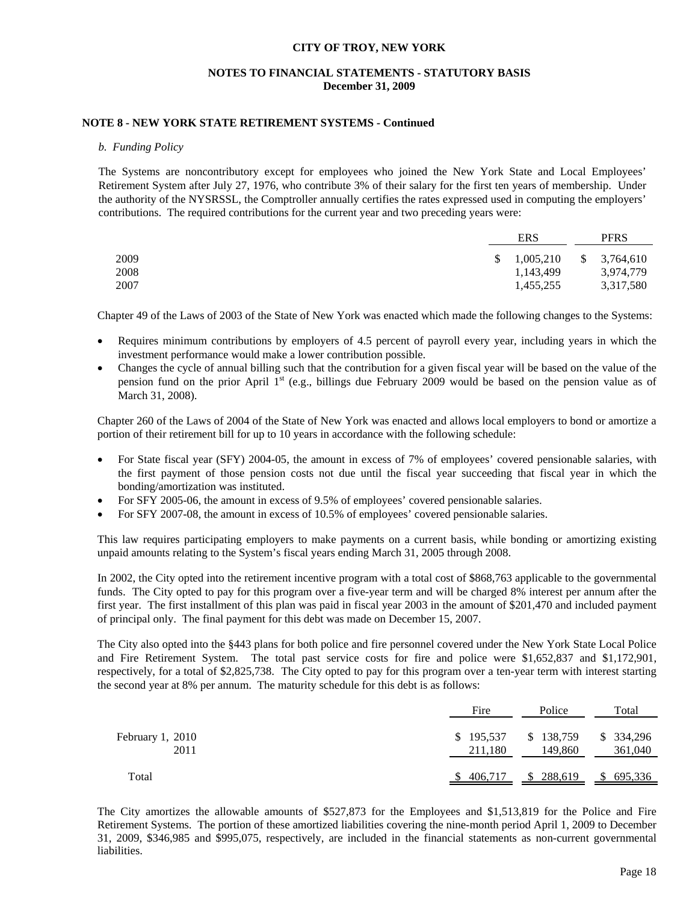## NOTE 8 - NEW YORK STATE RETIREMENT SYSTEMS - Continued

*b. Funding Policy*

The Systems are noncontributory except for employees who joined the New York State and Local Employees' Retirement System after July 27, 1976, who contribute 3% of their salary for the first ten years of membership. Under the authority of the NYSRSSL, the Comptroller annually certifies the rates expressed used in computing the employers' contributions. The required contributions for the current year and two preceding years were:

| | ERS | PFRS |
|---|---|---|
| 2009 | $ 1,005,210 | $ 3,764,610 |
| 2008 | 1,143,499 | 3,974,779 |
| 2007 | 1,455,255 | 3,317,580 |

Chapter 49 of the Laws of 2003 of the State of New York was enacted which made the following changes to the Systems:

- Requires minimum contributions by employers of 4.5 percent of payroll every year, including years in which the investment performance would make a lower contribution possible.
- Changes the cycle of annual billing such that the contribution for a given fiscal year will be based on the value of the pension fund on the prior April 1st (e.g., billings due February 2009 would be based on the pension value as of March 31, 2008).

Chapter 260 of the Laws of 2004 of the State of New York was enacted and allows local employers to bond or amortize a portion of their retirement bill for up to 10 years in accordance with the following schedule:

- For State fiscal year (SFY) 2004-05, the amount in excess of 7% of employees' covered pensionable salaries, with the first payment of those pension costs not due until the fiscal year succeeding that fiscal year in which the bonding/amortization was instituted.
- For SFY 2005-06, the amount in excess of 9.5% of employees' covered pensionable salaries.
- For SFY 2007-08, the amount in excess of 10.5% of employees' covered pensionable salaries.

This law requires participating employers to make payments on a current basis, while bonding or amortizing existing unpaid amounts relating to the System's fiscal years ending March 31, 2005 through 2008.

In 2002, the City opted into the retirement incentive program with a total cost of $868,763 applicable to the governmental funds. The City opted to pay for this program over a five-year term and will be charged 8% interest per annum after the first year. The first installment of this plan was paid in fiscal year 2003 in the amount of $201,470 and included payment of principal only. The final payment for this debt was made on December 15, 2007.

The City also opted into the §443 plans for both police and fire personnel covered under the New York State Local Police and Fire Retirement System. The total past service costs for fire and police were $1,652,837 and $1,172,901, respectively, for a total of $2,825,738. The City opted to pay for this program over a ten-year term with interest starting the second year at 8% per annum. The maturity schedule for this debt is as follows:

| | Fire | Police | Total |
|---|---|---|---|
| February 1, 2010 | $ 195,537 | $ 138,759 | $ 334,296 |
| 2011 | 211,180 | 149,860 | 361,040 |
| Total | $ 406,717 | $ 288,619 | $ 695,336 |

The City amortizes the allowable amounts of $527,873 for the Employees and $1,513,819 for the Police and Fire Retirement Systems. The portion of these amortized liabilities covering the nine-month period April 1, 2009 to December 31, 2009, $346,985 and $995,075, respectively, are included in the financial statements as non-current governmental liabilities.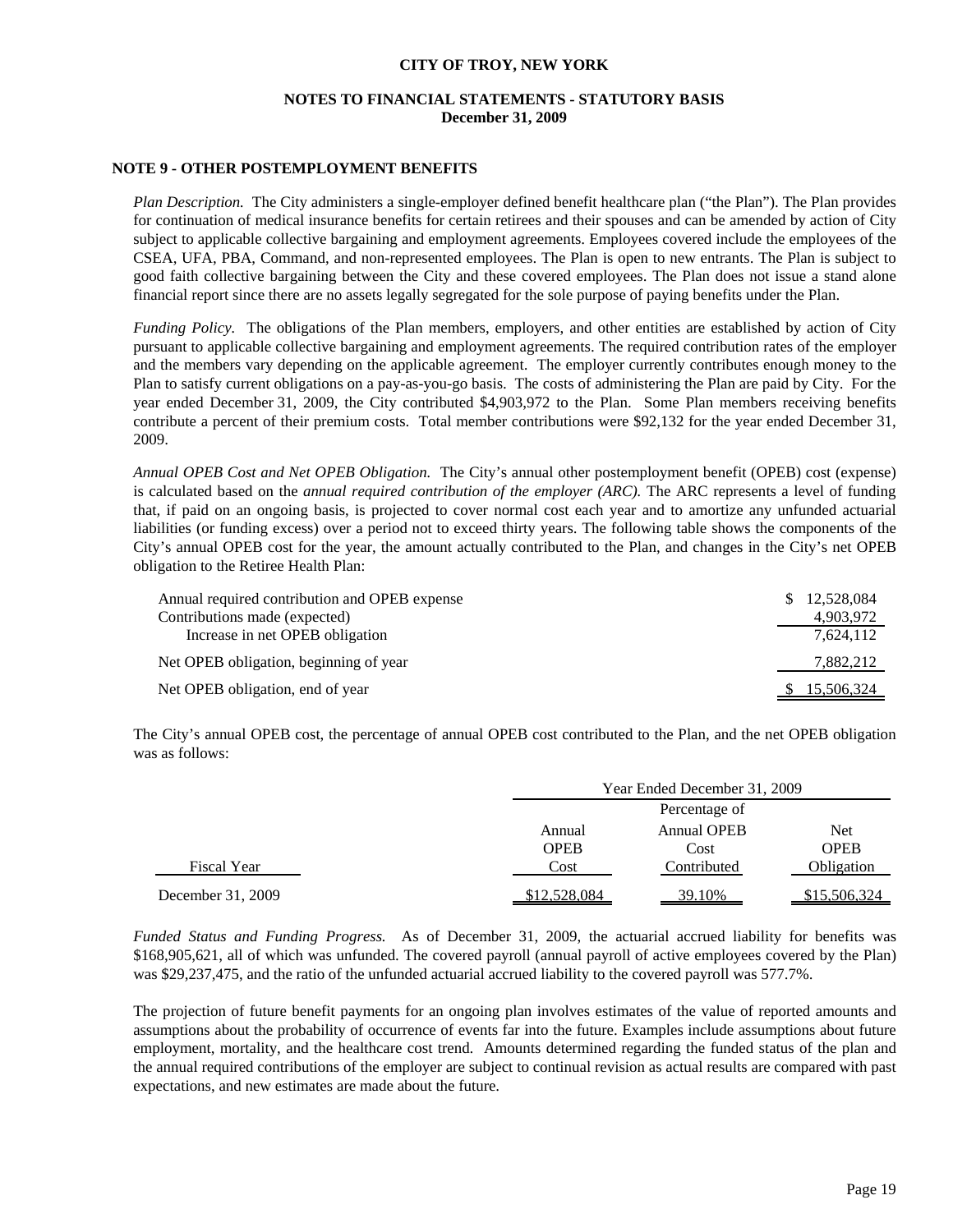# CITY OF TROY, NEW YORK

## NOTES TO FINANCIAL STATEMENTS - STATUTORY BASIS
## December 31, 2009

### NOTE 9 - OTHER POSTEMPLOYMENT BENEFITS

*Plan Description.* The City administers a single-employer defined benefit healthcare plan ("the Plan"). The Plan provides for continuation of medical insurance benefits for certain retirees and their spouses and can be amended by action of City subject to applicable collective bargaining and employment agreements. Employees covered include the employees of the CSEA, UFA, PBA, Command, and non-represented employees. The Plan is open to new entrants. The Plan is subject to good faith collective bargaining between the City and these covered employees. The Plan does not issue a stand alone financial report since there are no assets legally segregated for the sole purpose of paying benefits under the Plan.

*Funding Policy.* The obligations of the Plan members, employers, and other entities are established by action of City pursuant to applicable collective bargaining and employment agreements. The required contribution rates of the employer and the members vary depending on the applicable agreement. The employer currently contributes enough money to the Plan to satisfy current obligations on a pay-as-you-go basis. The costs of administering the Plan are paid by City. For the year ended December 31, 2009, the City contributed $4,903,972 to the Plan. Some Plan members receiving benefits contribute a percent of their premium costs. Total member contributions were $92,132 for the year ended December 31, 2009.

*Annual OPEB Cost and Net OPEB Obligation.* The City's annual other postemployment benefit (OPEB) cost (expense) is calculated based on the *annual required contribution of the employer (ARC).* The ARC represents a level of funding that, if paid on an ongoing basis, is projected to cover normal cost each year and to amortize any unfunded actuarial liabilities (or funding excess) over a period not to exceed thirty years. The following table shows the components of the City's annual OPEB cost for the year, the amount actually contributed to the Plan, and changes in the City's net OPEB obligation to the Retiree Health Plan:

| | |
|---|---|
| Annual required contribution and OPEB expense | $ 12,528,084 |
| Contributions made (expected) | 4,903,972 |
| Increase in net OPEB obligation | 7,624,112 |
| Net OPEB obligation, beginning of year | 7,882,212 |
| Net OPEB obligation, end of year | $ 15,506,324 |

The City's annual OPEB cost, the percentage of annual OPEB cost contributed to the Plan, and the net OPEB obligation was as follows:

| | Year Ended December 31, 2009 | | |
|---|---|---|---|
| Fiscal Year | Annual OPEB Cost | Percentage of Annual OPEB Cost Contributed | Net OPEB Obligation |
| December 31, 2009 | $12,528,084 | 39.10% | $15,506,324 |

*Funded Status and Funding Progress.* As of December 31, 2009, the actuarial accrued liability for benefits was $168,905,621, all of which was unfunded. The covered payroll (annual payroll of active employees covered by the Plan) was $29,237,475, and the ratio of the unfunded actuarial accrued liability to the covered payroll was 577.7%.

The projection of future benefit payments for an ongoing plan involves estimates of the value of reported amounts and assumptions about the probability of occurrence of events far into the future. Examples include assumptions about future employment, mortality, and the healthcare cost trend. Amounts determined regarding the funded status of the plan and the annual required contributions of the employer are subject to continual revision as actual results are compared with past expectations, and new estimates are made about the future.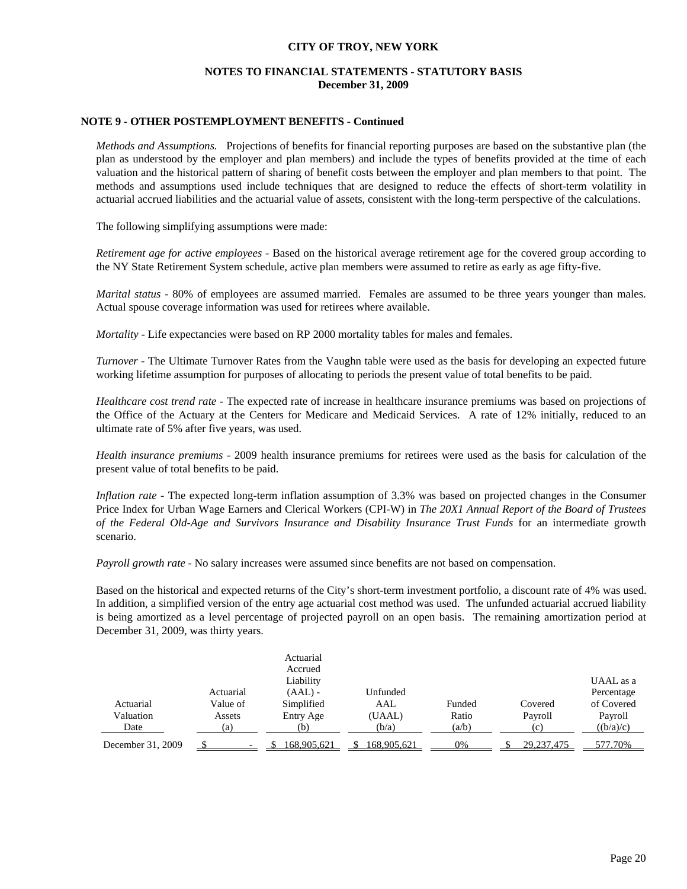## NOTE 9 - OTHER POSTEMPLOYMENT BENEFITS - Continued

*Methods and Assumptions.* Projections of benefits for financial reporting purposes are based on the substantive plan (the plan as understood by the employer and plan members) and include the types of benefits provided at the time of each valuation and the historical pattern of sharing of benefit costs between the employer and plan members to that point. The methods and assumptions used include techniques that are designed to reduce the effects of short-term volatility in actuarial accrued liabilities and the actuarial value of assets, consistent with the long-term perspective of the calculations.

The following simplifying assumptions were made:

*Retirement age for active employees* - Based on the historical average retirement age for the covered group according to the NY State Retirement System schedule, active plan members were assumed to retire as early as age fifty-five.

*Marital status* - 80% of employees are assumed married. Females are assumed to be three years younger than males. Actual spouse coverage information was used for retirees where available.

*Mortality* - Life expectancies were based on RP 2000 mortality tables for males and females.

*Turnover* - The Ultimate Turnover Rates from the Vaughn table were used as the basis for developing an expected future working lifetime assumption for purposes of allocating to periods the present value of total benefits to be paid.

*Healthcare cost trend rate* - The expected rate of increase in healthcare insurance premiums was based on projections of the Office of the Actuary at the Centers for Medicare and Medicaid Services. A rate of 12% initially, reduced to an ultimate rate of 5% after five years, was used.

*Health insurance premiums* - 2009 health insurance premiums for retirees were used as the basis for calculation of the present value of total benefits to be paid.

*Inflation rate* - The expected long-term inflation assumption of 3.3% was based on projected changes in the Consumer Price Index for Urban Wage Earners and Clerical Workers (CPI-W) in *The 20X1 Annual Report of the Board of Trustees of the Federal Old-Age and Survivors Insurance and Disability Insurance Trust Funds* for an intermediate growth scenario.

*Payroll growth rate* - No salary increases were assumed since benefits are not based on compensation.

Based on the historical and expected returns of the City's short-term investment portfolio, a discount rate of 4% was used. In addition, a simplified version of the entry age actuarial cost method was used. The unfunded actuarial accrued liability is being amortized as a level percentage of projected payroll on an open basis. The remaining amortization period at December 31, 2009, was thirty years.

| Actuarial Valuation Date | Actuarial Value of Assets (a) | Actuarial Accrued Liability (AAL) - Simplified Entry Age (b) | Unfunded AAL (UAAL) (b/a) | Funded Ratio (a/b) | Covered Payroll (c) | UAAL as a Percentage of Covered Payroll ((b/a)/c) |
|---|---|---|---|---|---|---|
| December 31, 2009 | $ - | $ 168,905,621 | $ 168,905,621 | 0% | $ 29,237,475 | 577.70% |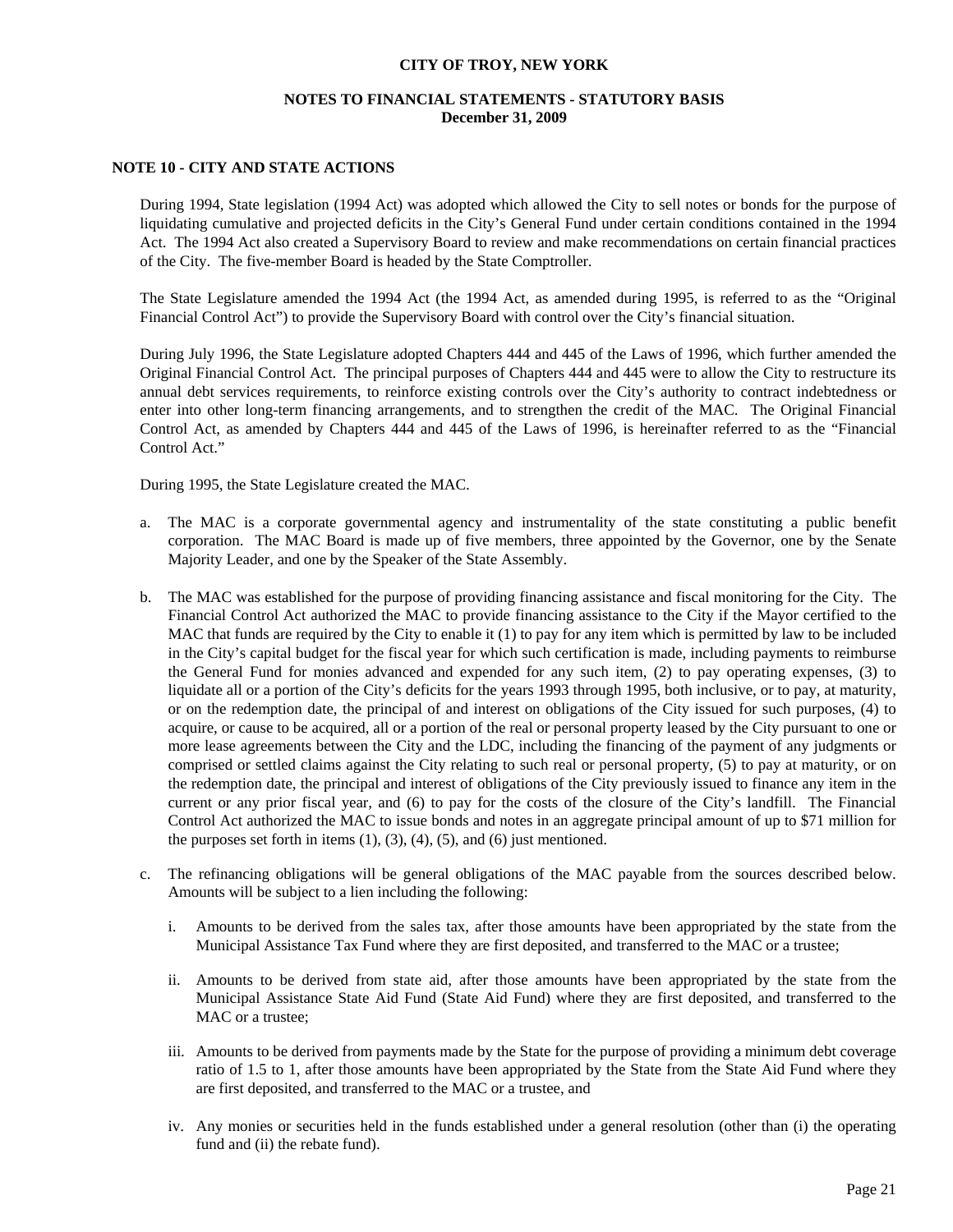## NOTE 10 - CITY AND STATE ACTIONS

During 1994, State legislation (1994 Act) was adopted which allowed the City to sell notes or bonds for the purpose of liquidating cumulative and projected deficits in the City's General Fund under certain conditions contained in the 1994 Act. The 1994 Act also created a Supervisory Board to review and make recommendations on certain financial practices of the City. The five-member Board is headed by the State Comptroller.

The State Legislature amended the 1994 Act (the 1994 Act, as amended during 1995, is referred to as the "Original Financial Control Act") to provide the Supervisory Board with control over the City's financial situation.

During July 1996, the State Legislature adopted Chapters 444 and 445 of the Laws of 1996, which further amended the Original Financial Control Act. The principal purposes of Chapters 444 and 445 were to allow the City to restructure its annual debt services requirements, to reinforce existing controls over the City's authority to contract indebtedness or enter into other long-term financing arrangements, and to strengthen the credit of the MAC. The Original Financial Control Act, as amended by Chapters 444 and 445 of the Laws of 1996, is hereinafter referred to as the "Financial Control Act."

During 1995, the State Legislature created the MAC.

a. The MAC is a corporate governmental agency and instrumentality of the state constituting a public benefit corporation. The MAC Board is made up of five members, three appointed by the Governor, one by the Senate Majority Leader, and one by the Speaker of the State Assembly.

b. The MAC was established for the purpose of providing financing assistance and fiscal monitoring for the City. The Financial Control Act authorized the MAC to provide financing assistance to the City if the Mayor certified to the MAC that funds are required by the City to enable it (1) to pay for any item which is permitted by law to be included in the City's capital budget for the fiscal year for which such certification is made, including payments to reimburse the General Fund for monies advanced and expended for any such item, (2) to pay operating expenses, (3) to liquidate all or a portion of the City's deficits for the years 1993 through 1995, both inclusive, or to pay, at maturity, or on the redemption date, the principal of and interest on obligations of the City issued for such purposes, (4) to acquire, or cause to be acquired, all or a portion of the real or personal property leased by the City pursuant to one or more lease agreements between the City and the LDC, including the financing of the payment of any judgments or comprised or settled claims against the City relating to such real or personal property, (5) to pay at maturity, or on the redemption date, the principal and interest of obligations of the City previously issued to finance any item in the current or any prior fiscal year, and (6) to pay for the costs of the closure of the City's landfill. The Financial Control Act authorized the MAC to issue bonds and notes in an aggregate principal amount of up to $71 million for the purposes set forth in items (1), (3), (4), (5), and (6) just mentioned.

c. The refinancing obligations will be general obligations of the MAC payable from the sources described below. Amounts will be subject to a lien including the following:

   i. Amounts to be derived from the sales tax, after those amounts have been appropriated by the state from the Municipal Assistance Tax Fund where they are first deposited, and transferred to the MAC or a trustee;

   ii. Amounts to be derived from state aid, after those amounts have been appropriated by the state from the Municipal Assistance State Aid Fund (State Aid Fund) where they are first deposited, and transferred to the MAC or a trustee;

   iii. Amounts to be derived from payments made by the State for the purpose of providing a minimum debt coverage ratio of 1.5 to 1, after those amounts have been appropriated by the State from the State Aid Fund where they are first deposited, and transferred to the MAC or a trustee, and

   iv. Any monies or securities held in the funds established under a general resolution (other than (i) the operating fund and (ii) the rebate fund).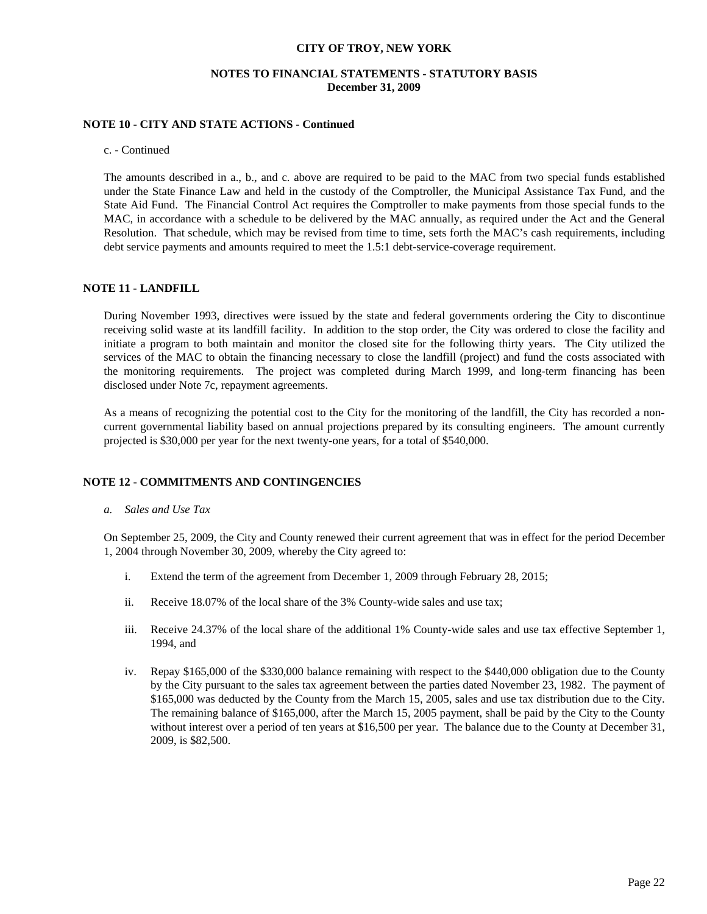# CITY OF TROY, NEW YORK

## NOTES TO FINANCIAL STATEMENTS - STATUTORY BASIS
## December 31, 2009

### NOTE 10 - CITY AND STATE ACTIONS - Continued

c. - Continued

The amounts described in a., b., and c. above are required to be paid to the MAC from two special funds established under the State Finance Law and held in the custody of the Comptroller, the Municipal Assistance Tax Fund, and the State Aid Fund. The Financial Control Act requires the Comptroller to make payments from those special funds to the MAC, in accordance with a schedule to be delivered by the MAC annually, as required under the Act and the General Resolution. That schedule, which may be revised from time to time, sets forth the MAC's cash requirements, including debt service payments and amounts required to meet the 1.5:1 debt-service-coverage requirement.

### NOTE 11 - LANDFILL

During November 1993, directives were issued by the state and federal governments ordering the City to discontinue receiving solid waste at its landfill facility. In addition to the stop order, the City was ordered to close the facility and initiate a program to both maintain and monitor the closed site for the following thirty years. The City utilized the services of the MAC to obtain the financing necessary to close the landfill (project) and fund the costs associated with the monitoring requirements. The project was completed during March 1999, and long-term financing has been disclosed under Note 7c, repayment agreements.

As a means of recognizing the potential cost to the City for the monitoring of the landfill, the City has recorded a non-current governmental liability based on annual projections prepared by its consulting engineers. The amount currently projected is $30,000 per year for the next twenty-one years, for a total of $540,000.

### NOTE 12 - COMMITMENTS AND CONTINGENCIES

*a. Sales and Use Tax*

On September 25, 2009, the City and County renewed their current agreement that was in effect for the period December 1, 2004 through November 30, 2009, whereby the City agreed to:

i. Extend the term of the agreement from December 1, 2009 through February 28, 2015;

ii. Receive 18.07% of the local share of the 3% County-wide sales and use tax;

iii. Receive 24.37% of the local share of the additional 1% County-wide sales and use tax effective September 1, 1994, and

iv. Repay $165,000 of the $330,000 balance remaining with respect to the $440,000 obligation due to the County by the City pursuant to the sales tax agreement between the parties dated November 23, 1982. The payment of $165,000 was deducted by the County from the March 15, 2005, sales and use tax distribution due to the City. The remaining balance of $165,000, after the March 15, 2005 payment, shall be paid by the City to the County without interest over a period of ten years at $16,500 per year. The balance due to the County at December 31, 2009, is $82,500.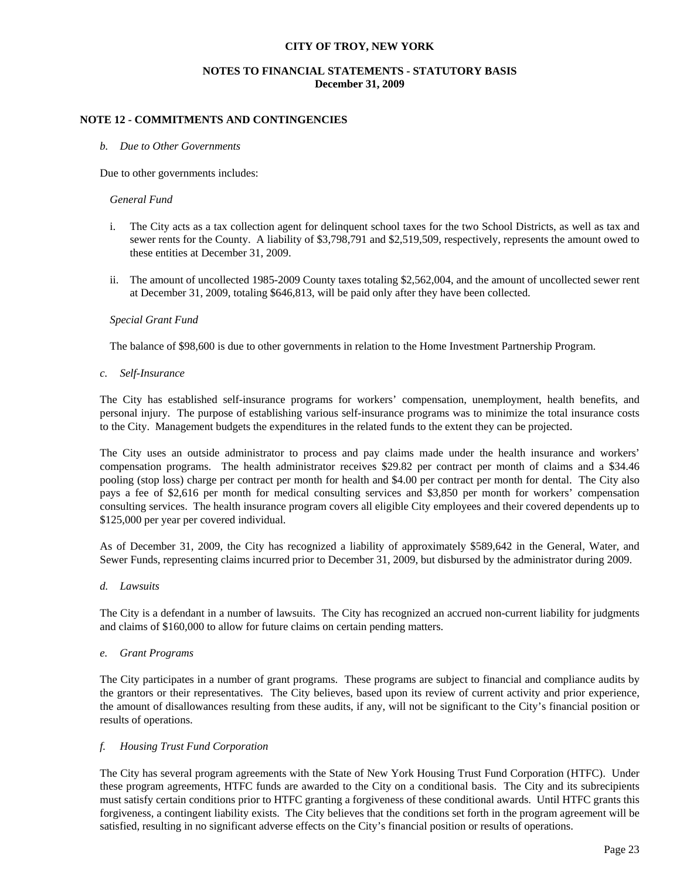**NOTE 12 - COMMITMENTS AND CONTINGENCIES**

*b. Due to Other Governments*

Due to other governments includes:

*General Fund*

i. The City acts as a tax collection agent for delinquent school taxes for the two School Districts, as well as tax and sewer rents for the County. A liability of $3,798,791 and $2,519,509, respectively, represents the amount owed to these entities at December 31, 2009.

ii. The amount of uncollected 1985-2009 County taxes totaling $2,562,004, and the amount of uncollected sewer rent at December 31, 2009, totaling $646,813, will be paid only after they have been collected.

*Special Grant Fund*

The balance of $98,600 is due to other governments in relation to the Home Investment Partnership Program.

*c. Self-Insurance*

The City has established self-insurance programs for workers' compensation, unemployment, health benefits, and personal injury. The purpose of establishing various self-insurance programs was to minimize the total insurance costs to the City. Management budgets the expenditures in the related funds to the extent they can be projected.

The City uses an outside administrator to process and pay claims made under the health insurance and workers' compensation programs. The health administrator receives $29.82 per contract per month of claims and a $34.46 pooling (stop loss) charge per contract per month for health and $4.00 per contract per month for dental. The City also pays a fee of $2,616 per month for medical consulting services and $3,850 per month for workers' compensation consulting services. The health insurance program covers all eligible City employees and their covered dependents up to $125,000 per year per covered individual.

As of December 31, 2009, the City has recognized a liability of approximately $589,642 in the General, Water, and Sewer Funds, representing claims incurred prior to December 31, 2009, but disbursed by the administrator during 2009.

*d. Lawsuits*

The City is a defendant in a number of lawsuits. The City has recognized an accrued non-current liability for judgments and claims of $160,000 to allow for future claims on certain pending matters.

*e. Grant Programs*

The City participates in a number of grant programs. These programs are subject to financial and compliance audits by the grantors or their representatives. The City believes, based upon its review of current activity and prior experience, the amount of disallowances resulting from these audits, if any, will not be significant to the City's financial position or results of operations.

*f. Housing Trust Fund Corporation*

The City has several program agreements with the State of New York Housing Trust Fund Corporation (HTFC). Under these program agreements, HTFC funds are awarded to the City on a conditional basis. The City and its subrecipients must satisfy certain conditions prior to HTFC granting a forgiveness of these conditional awards. Until HTFC grants this forgiveness, a contingent liability exists. The City believes that the conditions set forth in the program agreement will be satisfied, resulting in no significant adverse effects on the City's financial position or results of operations.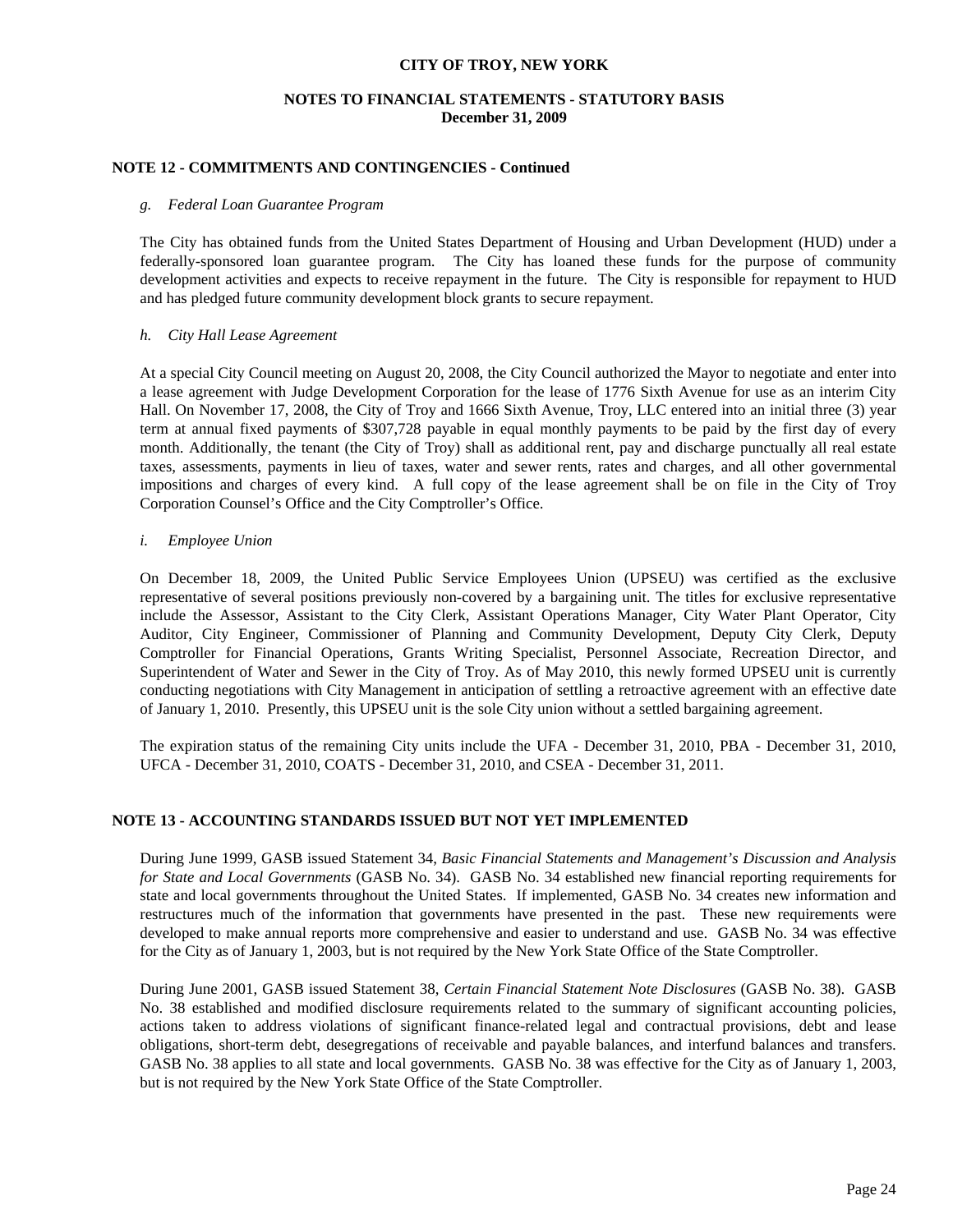## NOTE 12 - COMMITMENTS AND CONTINGENCIES - Continued

*g. Federal Loan Guarantee Program*

The City has obtained funds from the United States Department of Housing and Urban Development (HUD) under a federally-sponsored loan guarantee program. The City has loaned these funds for the purpose of community development activities and expects to receive repayment in the future. The City is responsible for repayment to HUD and has pledged future community development block grants to secure repayment.

*h. City Hall Lease Agreement*

At a special City Council meeting on August 20, 2008, the City Council authorized the Mayor to negotiate and enter into a lease agreement with Judge Development Corporation for the lease of 1776 Sixth Avenue for use as an interim City Hall. On November 17, 2008, the City of Troy and 1666 Sixth Avenue, Troy, LLC entered into an initial three (3) year term at annual fixed payments of $307,728 payable in equal monthly payments to be paid by the first day of every month. Additionally, the tenant (the City of Troy) shall as additional rent, pay and discharge punctually all real estate taxes, assessments, payments in lieu of taxes, water and sewer rents, rates and charges, and all other governmental impositions and charges of every kind. A full copy of the lease agreement shall be on file in the City of Troy Corporation Counsel's Office and the City Comptroller's Office.

*i. Employee Union*

On December 18, 2009, the United Public Service Employees Union (UPSEU) was certified as the exclusive representative of several positions previously non-covered by a bargaining unit. The titles for exclusive representative include the Assessor, Assistant to the City Clerk, Assistant Operations Manager, City Water Plant Operator, City Auditor, City Engineer, Commissioner of Planning and Community Development, Deputy City Clerk, Deputy Comptroller for Financial Operations, Grants Writing Specialist, Personnel Associate, Recreation Director, and Superintendent of Water and Sewer in the City of Troy. As of May 2010, this newly formed UPSEU unit is currently conducting negotiations with City Management in anticipation of settling a retroactive agreement with an effective date of January 1, 2010. Presently, this UPSEU unit is the sole City union without a settled bargaining agreement.

The expiration status of the remaining City units include the UFA - December 31, 2010, PBA - December 31, 2010, UFCA - December 31, 2010, COATS - December 31, 2010, and CSEA - December 31, 2011.

## NOTE 13 - ACCOUNTING STANDARDS ISSUED BUT NOT YET IMPLEMENTED

During June 1999, GASB issued Statement 34, *Basic Financial Statements and Management's Discussion and Analysis for State and Local Governments* (GASB No. 34). GASB No. 34 established new financial reporting requirements for state and local governments throughout the United States. If implemented, GASB No. 34 creates new information and restructures much of the information that governments have presented in the past. These new requirements were developed to make annual reports more comprehensive and easier to understand and use. GASB No. 34 was effective for the City as of January 1, 2003, but is not required by the New York State Office of the State Comptroller.

During June 2001, GASB issued Statement 38, *Certain Financial Statement Note Disclosures* (GASB No. 38). GASB No. 38 established and modified disclosure requirements related to the summary of significant accounting policies, actions taken to address violations of significant finance-related legal and contractual provisions, debt and lease obligations, short-term debt, desegregations of receivable and payable balances, and interfund balances and transfers. GASB No. 38 applies to all state and local governments. GASB No. 38 was effective for the City as of January 1, 2003, but is not required by the New York State Office of the State Comptroller.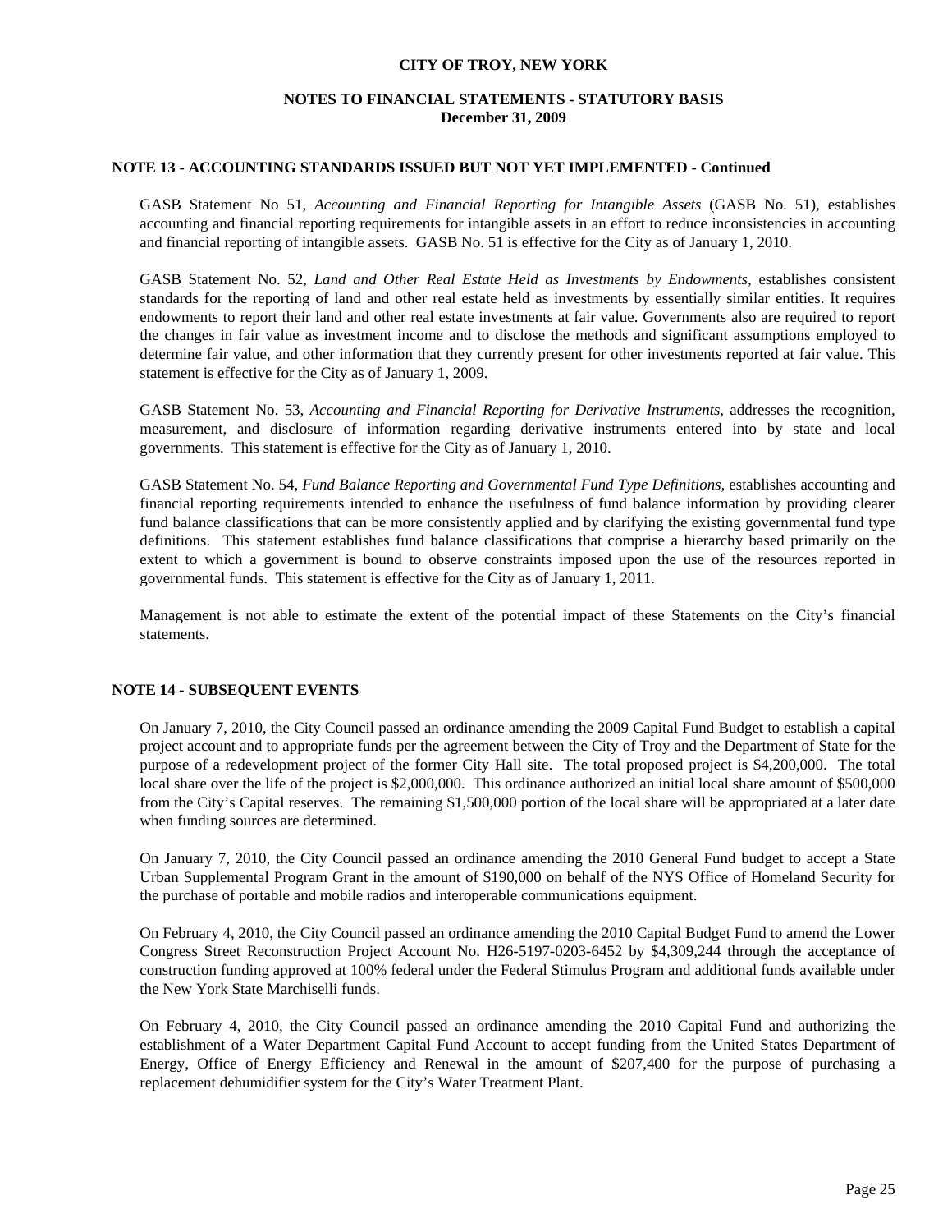**NOTE 13 - ACCOUNTING STANDARDS ISSUED BUT NOT YET IMPLEMENTED - Continued**

GASB Statement No 51, *Accounting and Financial Reporting for Intangible Assets* (GASB No. 51), establishes accounting and financial reporting requirements for intangible assets in an effort to reduce inconsistencies in accounting and financial reporting of intangible assets. GASB No. 51 is effective for the City as of January 1, 2010.

GASB Statement No. 52, *Land and Other Real Estate Held as Investments by Endowments*, establishes consistent standards for the reporting of land and other real estate held as investments by essentially similar entities. It requires endowments to report their land and other real estate investments at fair value. Governments also are required to report the changes in fair value as investment income and to disclose the methods and significant assumptions employed to determine fair value, and other information that they currently present for other investments reported at fair value. This statement is effective for the City as of January 1, 2009.

GASB Statement No. 53, *Accounting and Financial Reporting for Derivative Instruments*, addresses the recognition, measurement, and disclosure of information regarding derivative instruments entered into by state and local governments. This statement is effective for the City as of January 1, 2010.

GASB Statement No. 54, *Fund Balance Reporting and Governmental Fund Type Definitions*, establishes accounting and financial reporting requirements intended to enhance the usefulness of fund balance information by providing clearer fund balance classifications that can be more consistently applied and by clarifying the existing governmental fund type definitions. This statement establishes fund balance classifications that comprise a hierarchy based primarily on the extent to which a government is bound to observe constraints imposed upon the use of the resources reported in governmental funds. This statement is effective for the City as of January 1, 2011.

Management is not able to estimate the extent of the potential impact of these Statements on the City's financial statements.

**NOTE 14 - SUBSEQUENT EVENTS**

On January 7, 2010, the City Council passed an ordinance amending the 2009 Capital Fund Budget to establish a capital project account and to appropriate funds per the agreement between the City of Troy and the Department of State for the purpose of a redevelopment project of the former City Hall site. The total proposed project is $4,200,000. The total local share over the life of the project is $2,000,000. This ordinance authorized an initial local share amount of $500,000 from the City's Capital reserves. The remaining $1,500,000 portion of the local share will be appropriated at a later date when funding sources are determined.

On January 7, 2010, the City Council passed an ordinance amending the 2010 General Fund budget to accept a State Urban Supplemental Program Grant in the amount of $190,000 on behalf of the NYS Office of Homeland Security for the purchase of portable and mobile radios and interoperable communications equipment.

On February 4, 2010, the City Council passed an ordinance amending the 2010 Capital Budget Fund to amend the Lower Congress Street Reconstruction Project Account No. H26-5197-0203-6452 by $4,309,244 through the acceptance of construction funding approved at 100% federal under the Federal Stimulus Program and additional funds available under the New York State Marchiselli funds.

On February 4, 2010, the City Council passed an ordinance amending the 2010 Capital Fund and authorizing the establishment of a Water Department Capital Fund Account to accept funding from the United States Department of Energy, Office of Energy Efficiency and Renewal in the amount of $207,400 for the purpose of purchasing a replacement dehumidifier system for the City's Water Treatment Plant.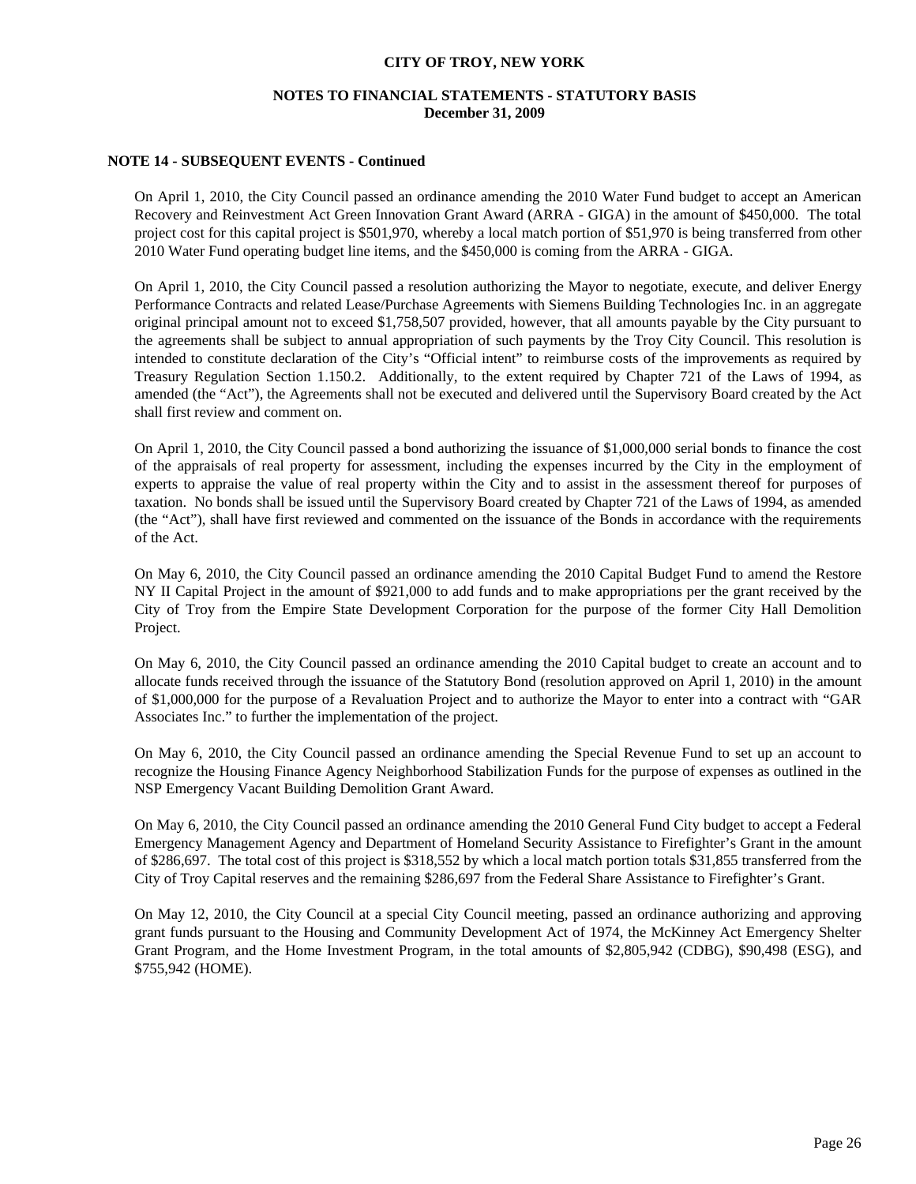**NOTE 14 - SUBSEQUENT EVENTS - Continued**

On April 1, 2010, the City Council passed an ordinance amending the 2010 Water Fund budget to accept an American Recovery and Reinvestment Act Green Innovation Grant Award (ARRA - GIGA) in the amount of $450,000. The total project cost for this capital project is $501,970, whereby a local match portion of $51,970 is being transferred from other 2010 Water Fund operating budget line items, and the $450,000 is coming from the ARRA - GIGA.

On April 1, 2010, the City Council passed a resolution authorizing the Mayor to negotiate, execute, and deliver Energy Performance Contracts and related Lease/Purchase Agreements with Siemens Building Technologies Inc. in an aggregate original principal amount not to exceed $1,758,507 provided, however, that all amounts payable by the City pursuant to the agreements shall be subject to annual appropriation of such payments by the Troy City Council. This resolution is intended to constitute declaration of the City's "Official intent" to reimburse costs of the improvements as required by Treasury Regulation Section 1.150.2. Additionally, to the extent required by Chapter 721 of the Laws of 1994, as amended (the "Act"), the Agreements shall not be executed and delivered until the Supervisory Board created by the Act shall first review and comment on.

On April 1, 2010, the City Council passed a bond authorizing the issuance of $1,000,000 serial bonds to finance the cost of the appraisals of real property for assessment, including the expenses incurred by the City in the employment of experts to appraise the value of real property within the City and to assist in the assessment thereof for purposes of taxation. No bonds shall be issued until the Supervisory Board created by Chapter 721 of the Laws of 1994, as amended (the "Act"), shall have first reviewed and commented on the issuance of the Bonds in accordance with the requirements of the Act.

On May 6, 2010, the City Council passed an ordinance amending the 2010 Capital Budget Fund to amend the Restore NY II Capital Project in the amount of $921,000 to add funds and to make appropriations per the grant received by the City of Troy from the Empire State Development Corporation for the purpose of the former City Hall Demolition Project.

On May 6, 2010, the City Council passed an ordinance amending the 2010 Capital budget to create an account and to allocate funds received through the issuance of the Statutory Bond (resolution approved on April 1, 2010) in the amount of $1,000,000 for the purpose of a Revaluation Project and to authorize the Mayor to enter into a contract with "GAR Associates Inc." to further the implementation of the project.

On May 6, 2010, the City Council passed an ordinance amending the Special Revenue Fund to set up an account to recognize the Housing Finance Agency Neighborhood Stabilization Funds for the purpose of expenses as outlined in the NSP Emergency Vacant Building Demolition Grant Award.

On May 6, 2010, the City Council passed an ordinance amending the 2010 General Fund City budget to accept a Federal Emergency Management Agency and Department of Homeland Security Assistance to Firefighter's Grant in the amount of $286,697. The total cost of this project is $318,552 by which a local match portion totals $31,855 transferred from the City of Troy Capital reserves and the remaining $286,697 from the Federal Share Assistance to Firefighter's Grant.

On May 12, 2010, the City Council at a special City Council meeting, passed an ordinance authorizing and approving grant funds pursuant to the Housing and Community Development Act of 1974, the McKinney Act Emergency Shelter Grant Program, and the Home Investment Program, in the total amounts of $2,805,942 (CDBG), $90,498 (ESG), and $755,942 (HOME).